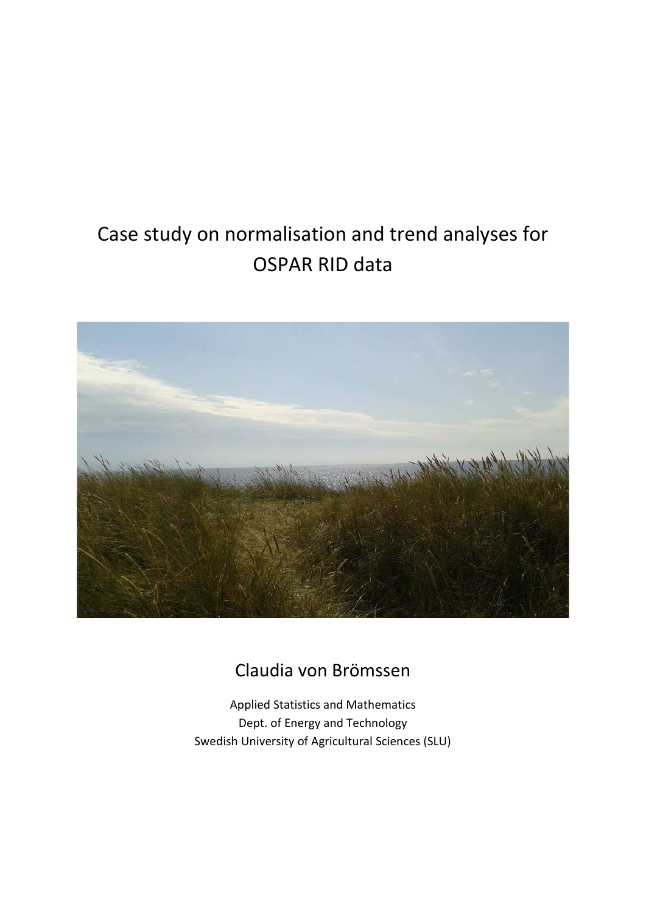# Case study on normalisation and trend analyses for OSPAR RID data

Claudia von Brömssen

Applied Statistics and Mathematics
Dept. of Energy and Technology
Swedish University of Agricultural Sciences (SLU)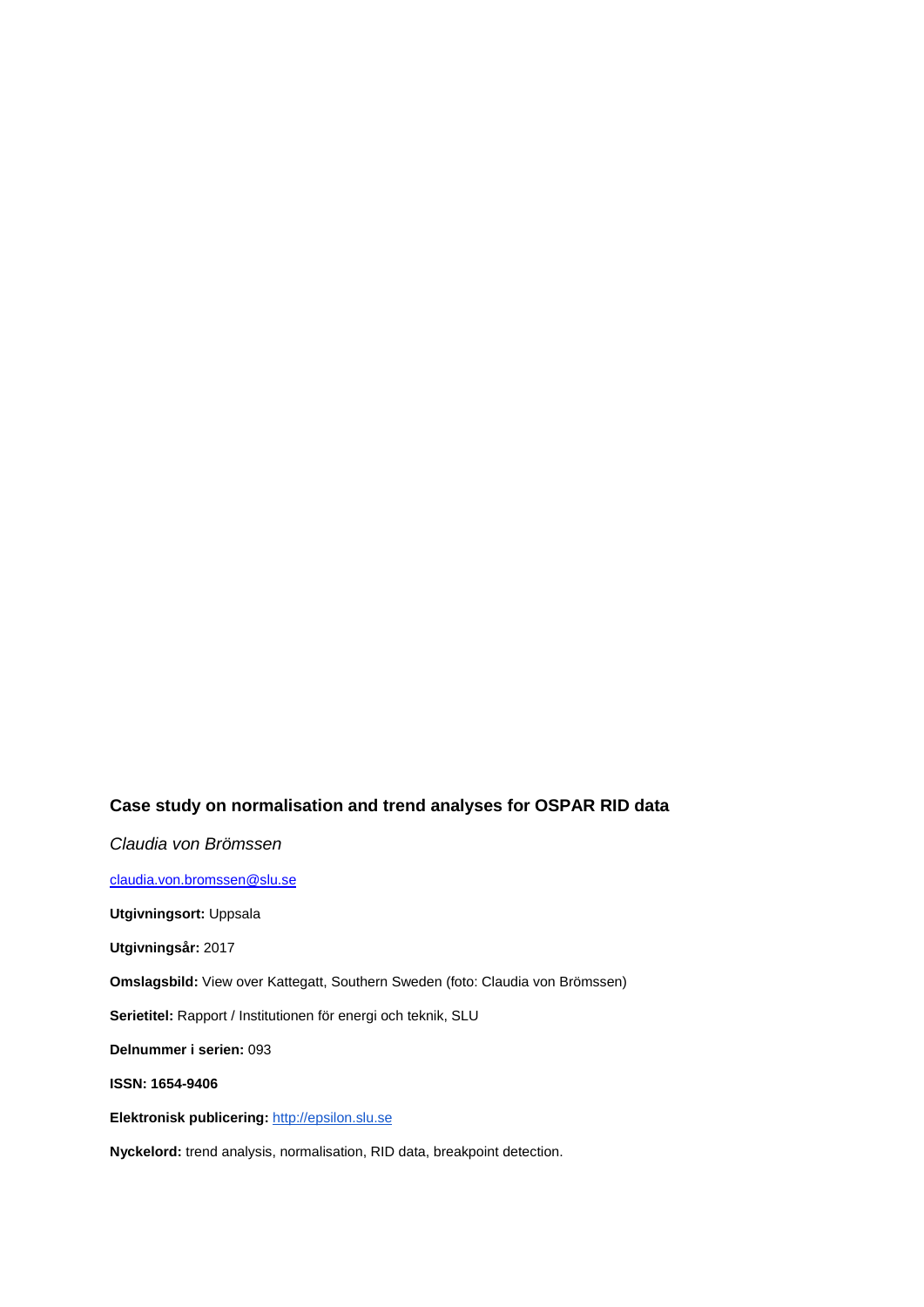**Case study on normalisation and trend analyses for OSPAR RID data**

*Claudia von Brömssen*

claudia.von.bromssen@slu.se

**Utgivningsort:** Uppsala

**Utgivningsår:** 2017

**Omslagsbild:** View over Kattegatt, Southern Sweden (foto: Claudia von Brömssen)

**Serietitel:** Rapport / Institutionen för energi och teknik, SLU

**Delnummer i serien:** 093

**ISSN: 1654-9406**

**Elektronisk publicering:** http://epsilon.slu.se

**Nyckelord:** trend analysis, normalisation, RID data, breakpoint detection.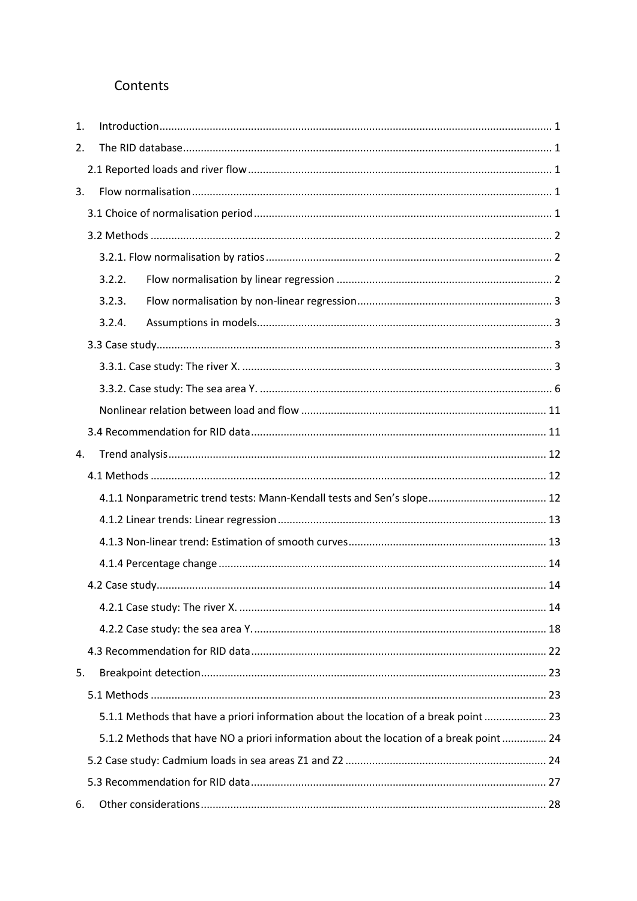# Contents

1. Introduction ... 1
2. The RID database ... 1
   - 2.1 Reported loads and river flow ... 1
3. Flow normalisation ... 1
   - 3.1 Choice of normalisation period ... 1
   - 3.2 Methods ... 2
     - 3.2.1. Flow normalisation by ratios ... 2
     - 3.2.2. Flow normalisation by linear regression ... 2
     - 3.2.3. Flow normalisation by non-linear regression ... 3
     - 3.2.4. Assumptions in models ... 3
   - 3.3 Case study ... 3
     - 3.3.1. Case study: The river X. ... 3
     - 3.3.2. Case study: The sea area Y. ... 6
     - Nonlinear relation between load and flow ... 11
   - 3.4 Recommendation for RID data ... 11
4. Trend analysis ... 12
   - 4.1 Methods ... 12
     - 4.1.1 Nonparametric trend tests: Mann-Kendall tests and Sen's slope ... 12
     - 4.1.2 Linear trends: Linear regression ... 13
     - 4.1.3 Non-linear trend: Estimation of smooth curves ... 13
     - 4.1.4 Percentage change ... 14
   - 4.2 Case study ... 14
     - 4.2.1 Case study: The river X. ... 14
     - 4.2.2 Case study: the sea area Y. ... 18
   - 4.3 Recommendation for RID data ... 22
5. Breakpoint detection ... 23
   - 5.1 Methods ... 23
     - 5.1.1 Methods that have a priori information about the location of a break point ... 23
     - 5.1.2 Methods that have NO a priori information about the location of a break point ... 24
   - 5.2 Case study: Cadmium loads in sea areas Z1 and Z2 ... 24
   - 5.3 Recommendation for RID data ... 27
6. Other considerations ... 28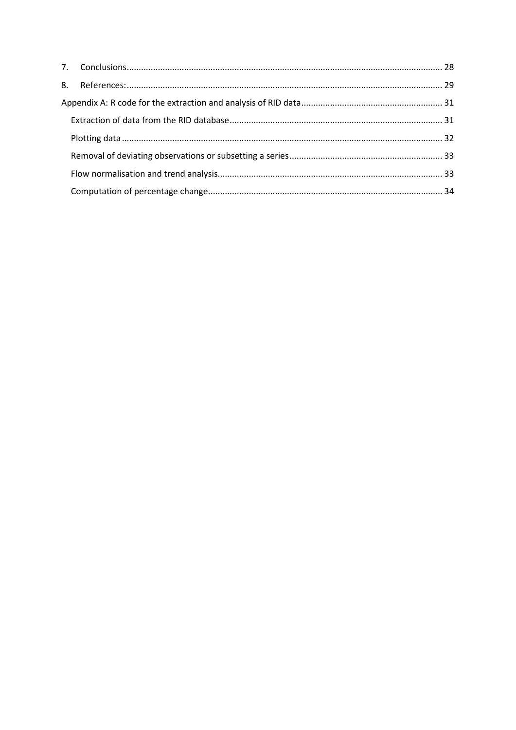7. Conclusions .......... 28
8. References: .......... 29

Appendix A: R code for the extraction and analysis of RID data .......... 31

- Extraction of data from the RID database .......... 31
- Plotting data .......... 32
- Removal of deviating observations or subsetting a series .......... 33
- Flow normalisation and trend analysis .......... 33
- Computation of percentage change .......... 34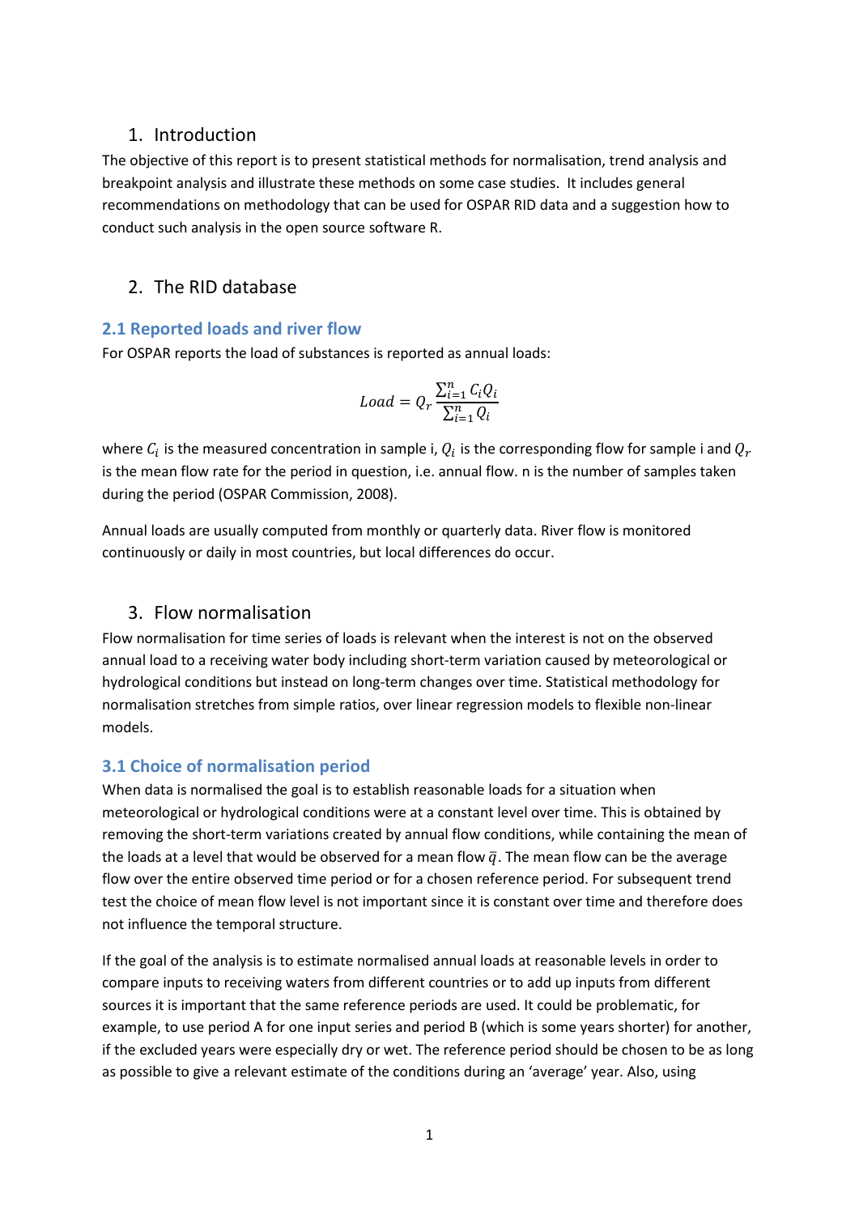# 1. Introduction

The objective of this report is to present statistical methods for normalisation, trend analysis and breakpoint analysis and illustrate these methods on some case studies. It includes general recommendations on methodology that can be used for OSPAR RID data and a suggestion how to conduct such analysis in the open source software R.

# 2. The RID database

## 2.1 Reported loads and river flow

For OSPAR reports the load of substances is reported as annual loads:

$$Load = Q_r \frac{\sum_{i=1}^{n} C_i Q_i}{\sum_{i=1}^{n} Q_i}$$

where $C_i$ is the measured concentration in sample i, $Q_i$ is the corresponding flow for sample i and $Q_r$ is the mean flow rate for the period in question, i.e. annual flow. n is the number of samples taken during the period (OSPAR Commission, 2008).

Annual loads are usually computed from monthly or quarterly data. River flow is monitored continuously or daily in most countries, but local differences do occur.

# 3. Flow normalisation

Flow normalisation for time series of loads is relevant when the interest is not on the observed annual load to a receiving water body including short-term variation caused by meteorological or hydrological conditions but instead on long-term changes over time. Statistical methodology for normalisation stretches from simple ratios, over linear regression models to flexible non-linear models.

## 3.1 Choice of normalisation period

When data is normalised the goal is to establish reasonable loads for a situation when meteorological or hydrological conditions were at a constant level over time. This is obtained by removing the short-term variations created by annual flow conditions, while containing the mean of the loads at a level that would be observed for a mean flow $\bar{q}$. The mean flow can be the average flow over the entire observed time period or for a chosen reference period. For subsequent trend test the choice of mean flow level is not important since it is constant over time and therefore does not influence the temporal structure.

If the goal of the analysis is to estimate normalised annual loads at reasonable levels in order to compare inputs to receiving waters from different countries or to add up inputs from different sources it is important that the same reference periods are used. It could be problematic, for example, to use period A for one input series and period B (which is some years shorter) for another, if the excluded years were especially dry or wet. The reference period should be chosen to be as long as possible to give a relevant estimate of the conditions during an 'average' year. Also, using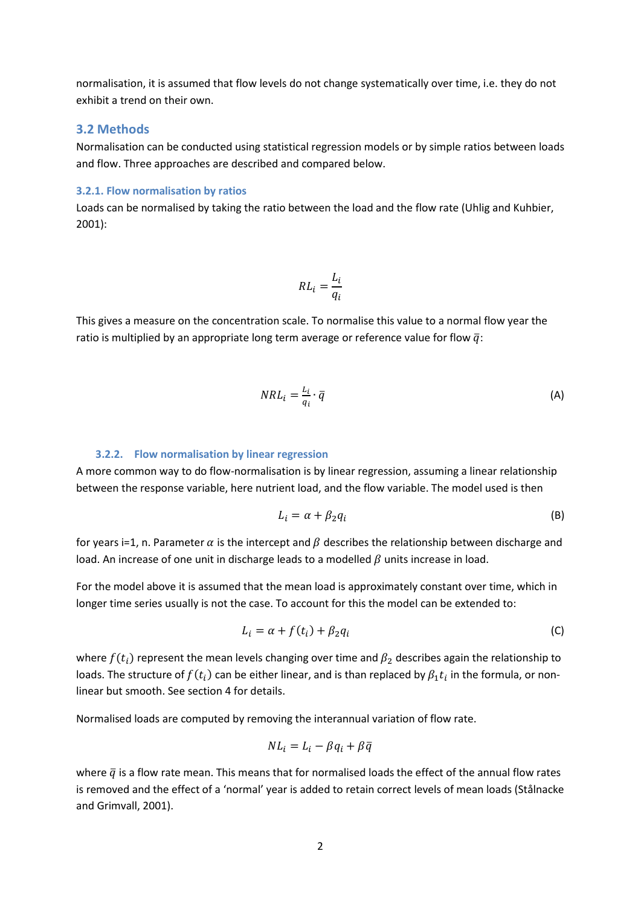normalisation, it is assumed that flow levels do not change systematically over time, i.e. they do not exhibit a trend on their own.

## 3.2 Methods

Normalisation can be conducted using statistical regression models or by simple ratios between loads and flow. Three approaches are described and compared below.

### 3.2.1. Flow normalisation by ratios

Loads can be normalised by taking the ratio between the load and the flow rate (Uhlig and Kuhbier, 2001):

$$RL_i = \frac{L_i}{q_i}$$

This gives a measure on the concentration scale. To normalise this value to a normal flow year the ratio is multiplied by an appropriate long term average or reference value for flow $\bar{q}$:

$$NRL_i = \frac{L_i}{q_i} \cdot \bar{q} \tag{A}$$

### 3.2.2. Flow normalisation by linear regression

A more common way to do flow-normalisation is by linear regression, assuming a linear relationship between the response variable, here nutrient load, and the flow variable. The model used is then

$$L_i = \alpha + \beta_2 q_i \tag{B}$$

for years i=1, n. Parameter $\alpha$ is the intercept and $\beta$ describes the relationship between discharge and load. An increase of one unit in discharge leads to a modelled $\beta$ units increase in load.

For the model above it is assumed that the mean load is approximately constant over time, which in longer time series usually is not the case. To account for this the model can be extended to:

$$L_i = \alpha + f(t_i) + \beta_2 q_i \tag{C}$$

where $f(t_i)$ represent the mean levels changing over time and $\beta_2$ describes again the relationship to loads. The structure of $f(t_i)$ can be either linear, and is than replaced by $\beta_1 t_i$ in the formula, or non-linear but smooth. See section 4 for details.

Normalised loads are computed by removing the interannual variation of flow rate.

$$NL_i = L_i - \beta q_i + \beta \bar{q}$$

where $\bar{q}$ is a flow rate mean. This means that for normalised loads the effect of the annual flow rates is removed and the effect of a 'normal' year is added to retain correct levels of mean loads (Stålnacke and Grimvall, 2001).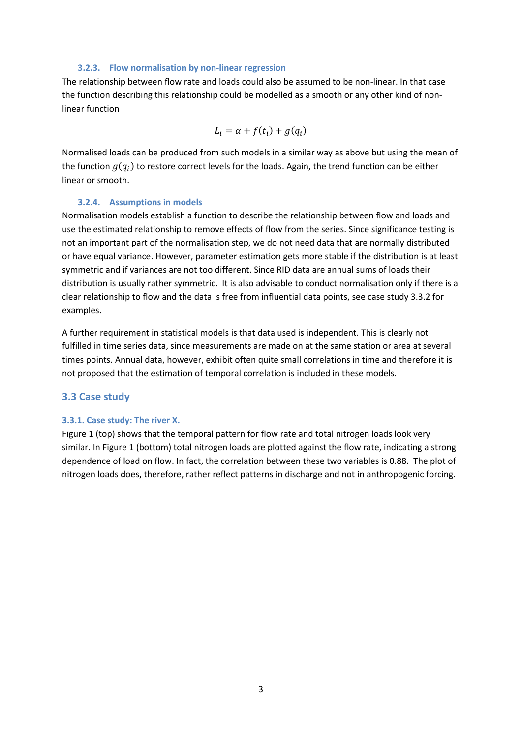#### 3.2.3. Flow normalisation by non-linear regression

The relationship between flow rate and loads could also be assumed to be non-linear. In that case the function describing this relationship could be modelled as a smooth or any other kind of non-linear function

$$L_i = \alpha + f(t_i) + g(q_i)$$

Normalised loads can be produced from such models in a similar way as above but using the mean of the function $g(q_i)$ to restore correct levels for the loads. Again, the trend function can be either linear or smooth.

#### 3.2.4. Assumptions in models

Normalisation models establish a function to describe the relationship between flow and loads and use the estimated relationship to remove effects of flow from the series. Since significance testing is not an important part of the normalisation step, we do not need data that are normally distributed or have equal variance. However, parameter estimation gets more stable if the distribution is at least symmetric and if variances are not too different. Since RID data are annual sums of loads their distribution is usually rather symmetric.  It is also advisable to conduct normalisation only if there is a clear relationship to flow and the data is free from influential data points, see case study 3.3.2 for examples.

A further requirement in statistical models is that data used is independent. This is clearly not fulfilled in time series data, since measurements are made on at the same station or area at several times points. Annual data, however, exhibit often quite small correlations in time and therefore it is not proposed that the estimation of temporal correlation is included in these models.

## 3.3 Case study

### 3.3.1. Case study: The river X.

Figure 1 (top) shows that the temporal pattern for flow rate and total nitrogen loads look very similar. In Figure 1 (bottom) total nitrogen loads are plotted against the flow rate, indicating a strong dependence of load on flow. In fact, the correlation between these two variables is 0.88.  The plot of nitrogen loads does, therefore, rather reflect patterns in discharge and not in anthropogenic forcing.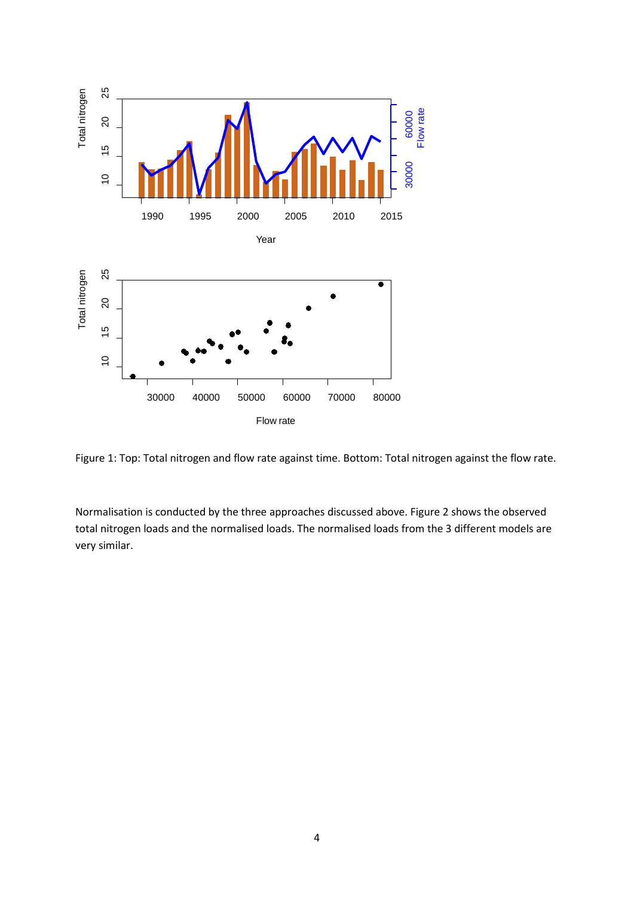Figure 1: Top: Total nitrogen and flow rate against time. Bottom: Total nitrogen against the flow rate.

Normalisation is conducted by the three approaches discussed above. Figure 2 shows the observed total nitrogen loads and the normalised loads. The normalised loads from the 3 different models are very similar.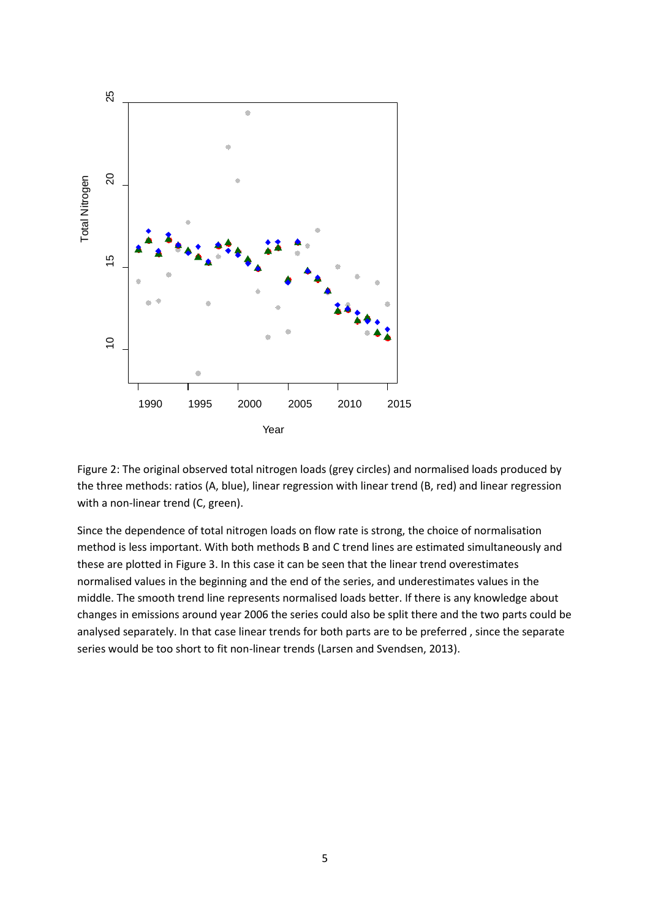Figure 2: The original observed total nitrogen loads (grey circles) and normalised loads produced by the three methods: ratios (A, blue), linear regression with linear trend (B, red) and linear regression with a non-linear trend (C, green).

Since the dependence of total nitrogen loads on flow rate is strong, the choice of normalisation method is less important. With both methods B and C trend lines are estimated simultaneously and these are plotted in Figure 3. In this case it can be seen that the linear trend overestimates normalised values in the beginning and the end of the series, and underestimates values in the middle. The smooth trend line represents normalised loads better. If there is any knowledge about changes in emissions around year 2006 the series could also be split there and the two parts could be analysed separately. In that case linear trends for both parts are to be preferred , since the separate series would be too short to fit non-linear trends (Larsen and Svendsen, 2013).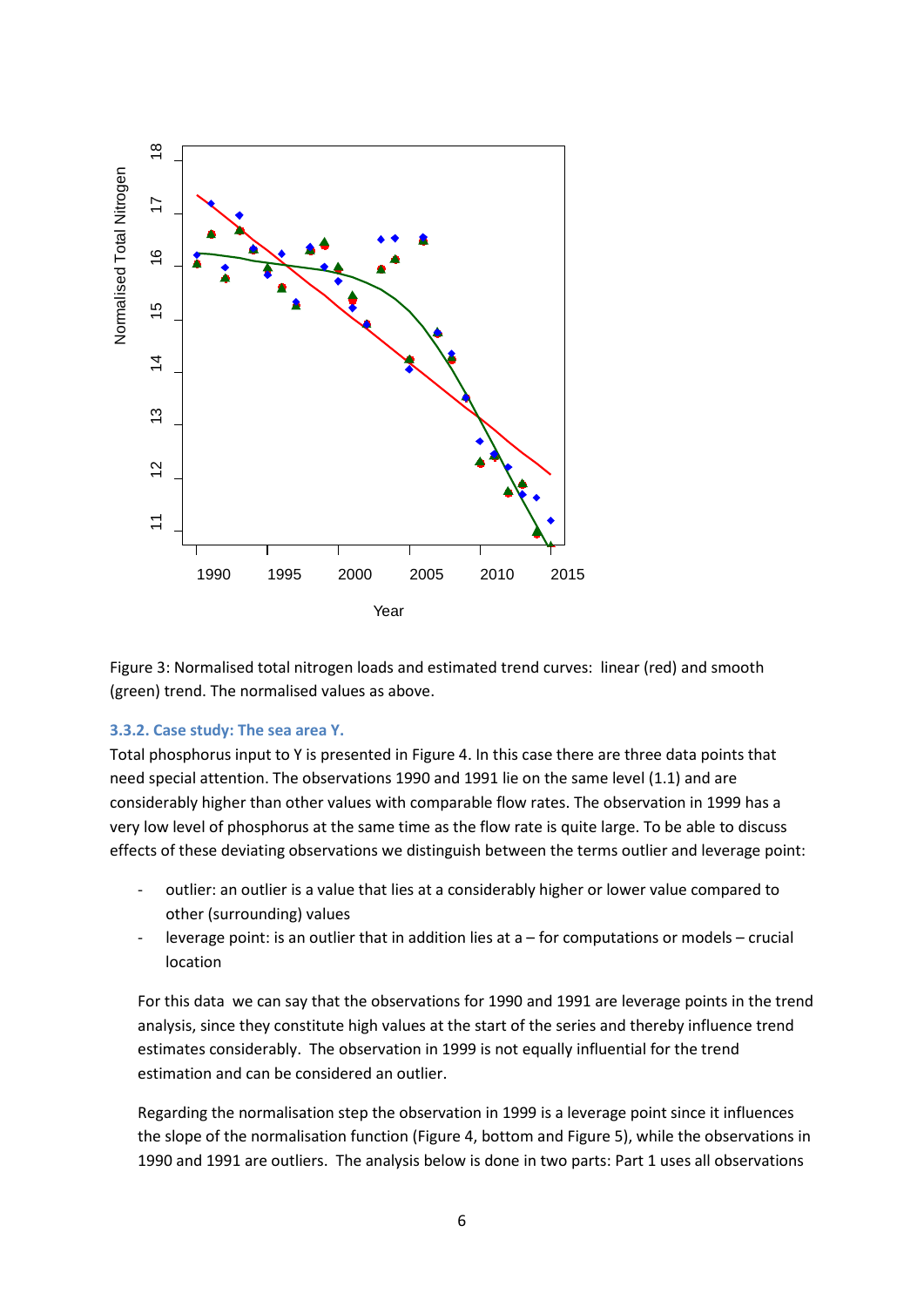Figure 3: Normalised total nitrogen loads and estimated trend curves: linear (red) and smooth (green) trend. The normalised values as above.

### 3.3.2. Case study: The sea area Y.

Total phosphorus input to Y is presented in Figure 4. In this case there are three data points that need special attention. The observations 1990 and 1991 lie on the same level (1.1) and are considerably higher than other values with comparable flow rates. The observation in 1999 has a very low level of phosphorus at the same time as the flow rate is quite large. To be able to discuss effects of these deviating observations we distinguish between the terms outlier and leverage point:

- outlier: an outlier is a value that lies at a considerably higher or lower value compared to other (surrounding) values
- leverage point: is an outlier that in addition lies at a – for computations or models – crucial location

For this data we can say that the observations for 1990 and 1991 are leverage points in the trend analysis, since they constitute high values at the start of the series and thereby influence trend estimates considerably. The observation in 1999 is not equally influential for the trend estimation and can be considered an outlier.

Regarding the normalisation step the observation in 1999 is a leverage point since it influences the slope of the normalisation function (Figure 4, bottom and Figure 5), while the observations in 1990 and 1991 are outliers. The analysis below is done in two parts: Part 1 uses all observations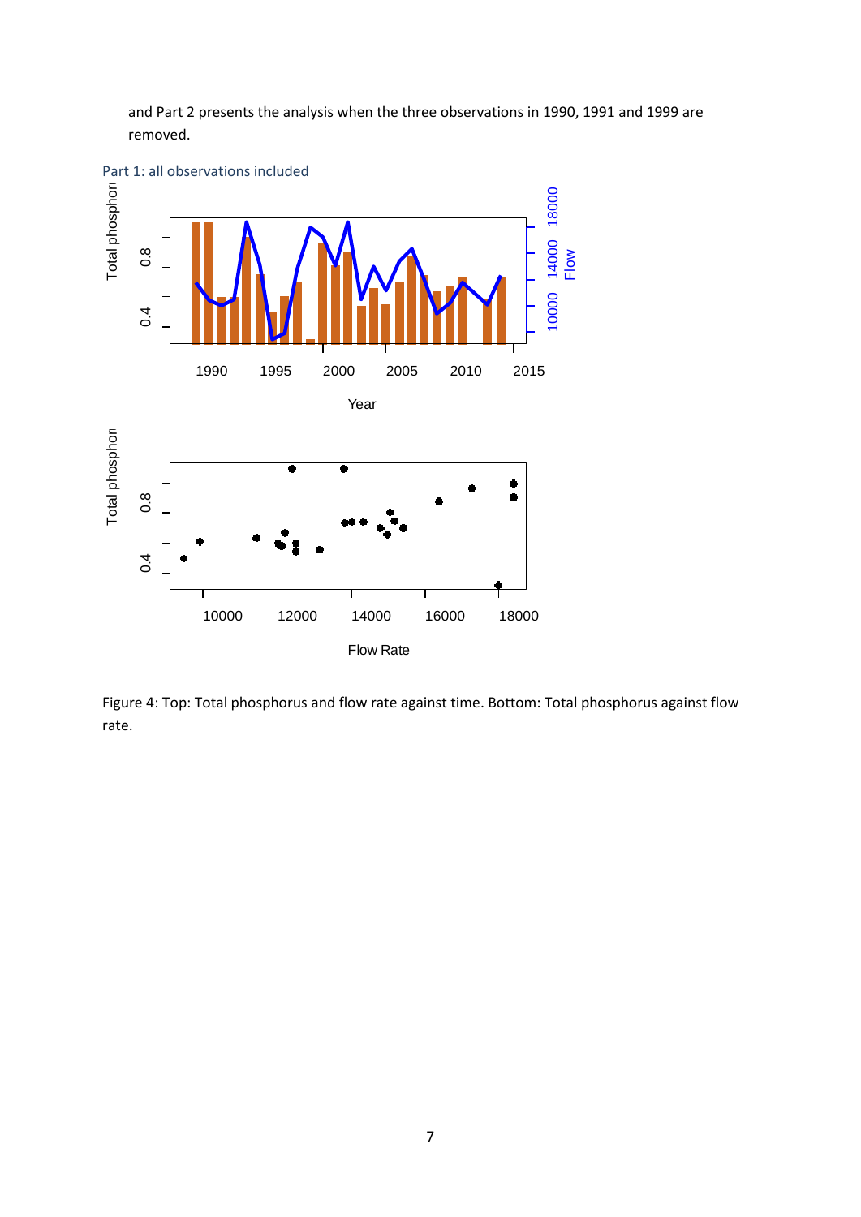and Part 2 presents the analysis when the three observations in 1990, 1991 and 1999 are removed.

### Part 1: all observations included

Figure 4: Top: Total phosphorus and flow rate against time. Bottom: Total phosphorus against flow rate.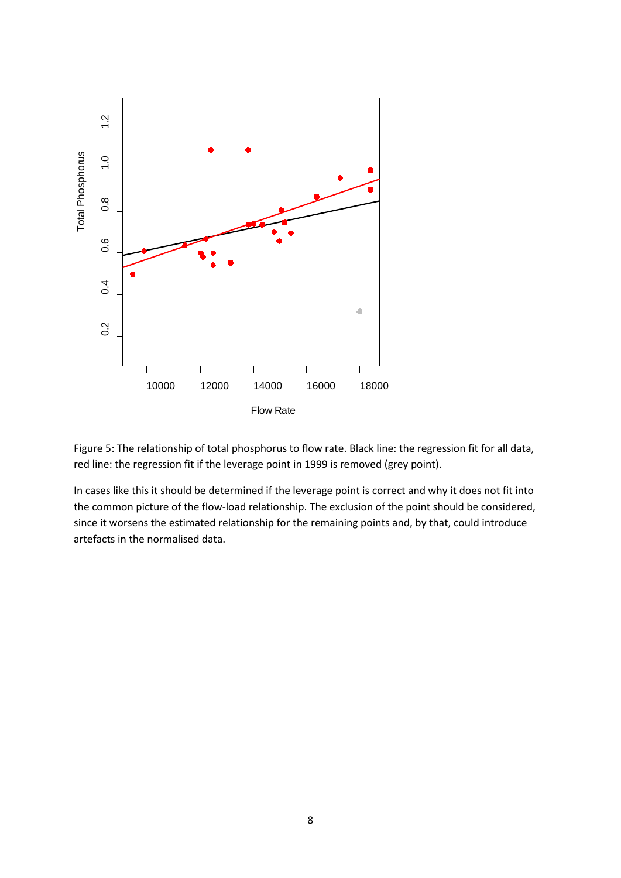Figure 5: The relationship of total phosphorus to flow rate. Black line: the regression fit for all data, red line: the regression fit if the leverage point in 1999 is removed (grey point).

In cases like this it should be determined if the leverage point is correct and why it does not fit into the common picture of the flow-load relationship. The exclusion of the point should be considered, since it worsens the estimated relationship for the remaining points and, by that, could introduce artefacts in the normalised data.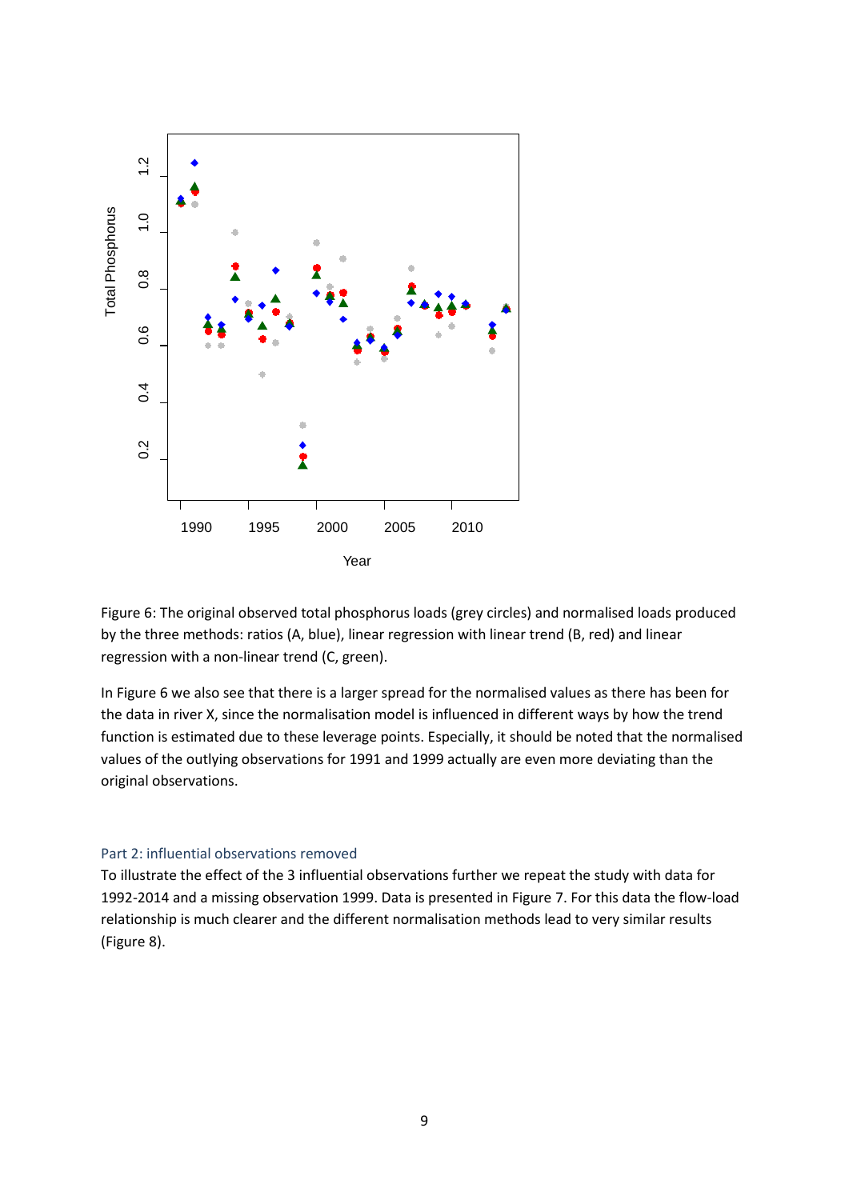Figure 6: The original observed total phosphorus loads (grey circles) and normalised loads produced by the three methods: ratios (A, blue), linear regression with linear trend (B, red) and linear regression with a non-linear trend (C, green).

In Figure 6 we also see that there is a larger spread for the normalised values as there has been for the data in river X, since the normalisation model is influenced in different ways by how the trend function is estimated due to these leverage points. Especially, it should be noted that the normalised values of the outlying observations for 1991 and 1999 actually are even more deviating than the original observations.

### Part 2: influential observations removed

To illustrate the effect of the 3 influential observations further we repeat the study with data for 1992-2014 and a missing observation 1999. Data is presented in Figure 7. For this data the flow-load relationship is much clearer and the different normalisation methods lead to very similar results (Figure 8).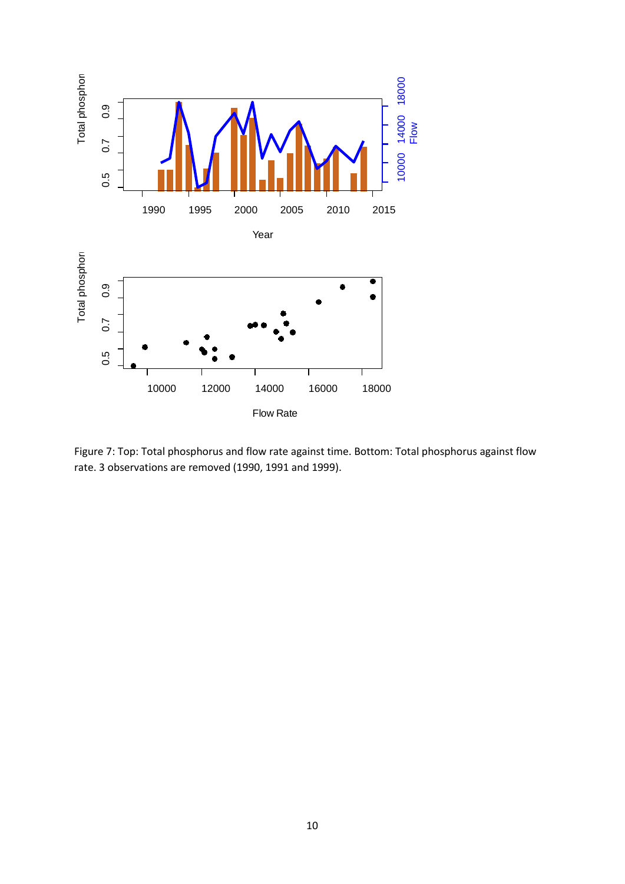Figure 7: Top: Total phosphorus and flow rate against time. Bottom: Total phosphorus against flow rate. 3 observations are removed (1990, 1991 and 1999).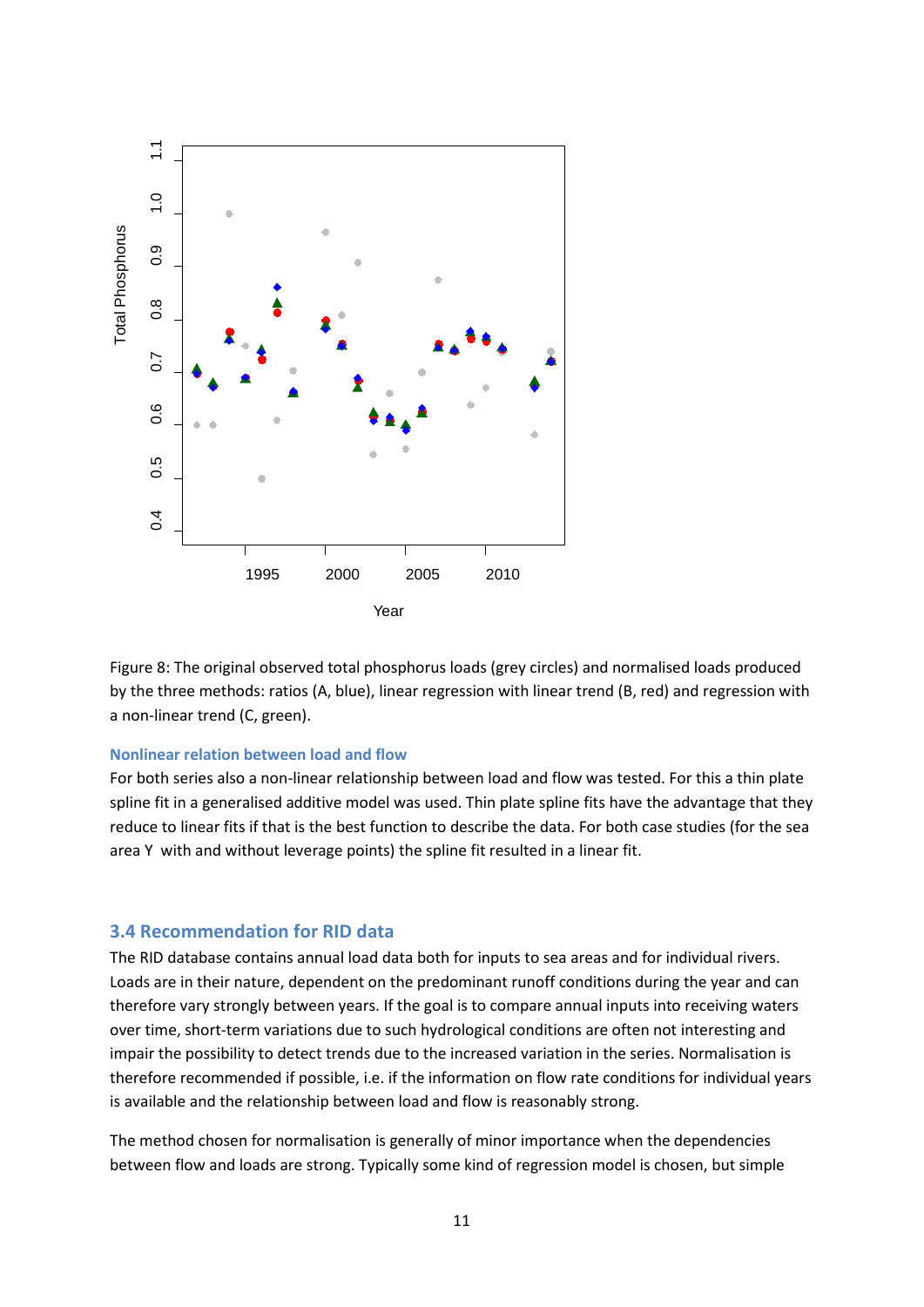Figure 8: The original observed total phosphorus loads (grey circles) and normalised loads produced by the three methods: ratios (A, blue), linear regression with linear trend (B, red) and regression with a non-linear trend (C, green).

#### Nonlinear relation between load and flow

For both series also a non-linear relationship between load and flow was tested. For this a thin plate spline fit in a generalised additive model was used. Thin plate spline fits have the advantage that they reduce to linear fits if that is the best function to describe the data. For both case studies (for the sea area Y with and without leverage points) the spline fit resulted in a linear fit.

### 3.4 Recommendation for RID data

The RID database contains annual load data both for inputs to sea areas and for individual rivers. Loads are in their nature, dependent on the predominant runoff conditions during the year and can therefore vary strongly between years. If the goal is to compare annual inputs into receiving waters over time, short-term variations due to such hydrological conditions are often not interesting and impair the possibility to detect trends due to the increased variation in the series. Normalisation is therefore recommended if possible, i.e. if the information on flow rate conditions for individual years is available and the relationship between load and flow is reasonably strong.

The method chosen for normalisation is generally of minor importance when the dependencies between flow and loads are strong. Typically some kind of regression model is chosen, but simple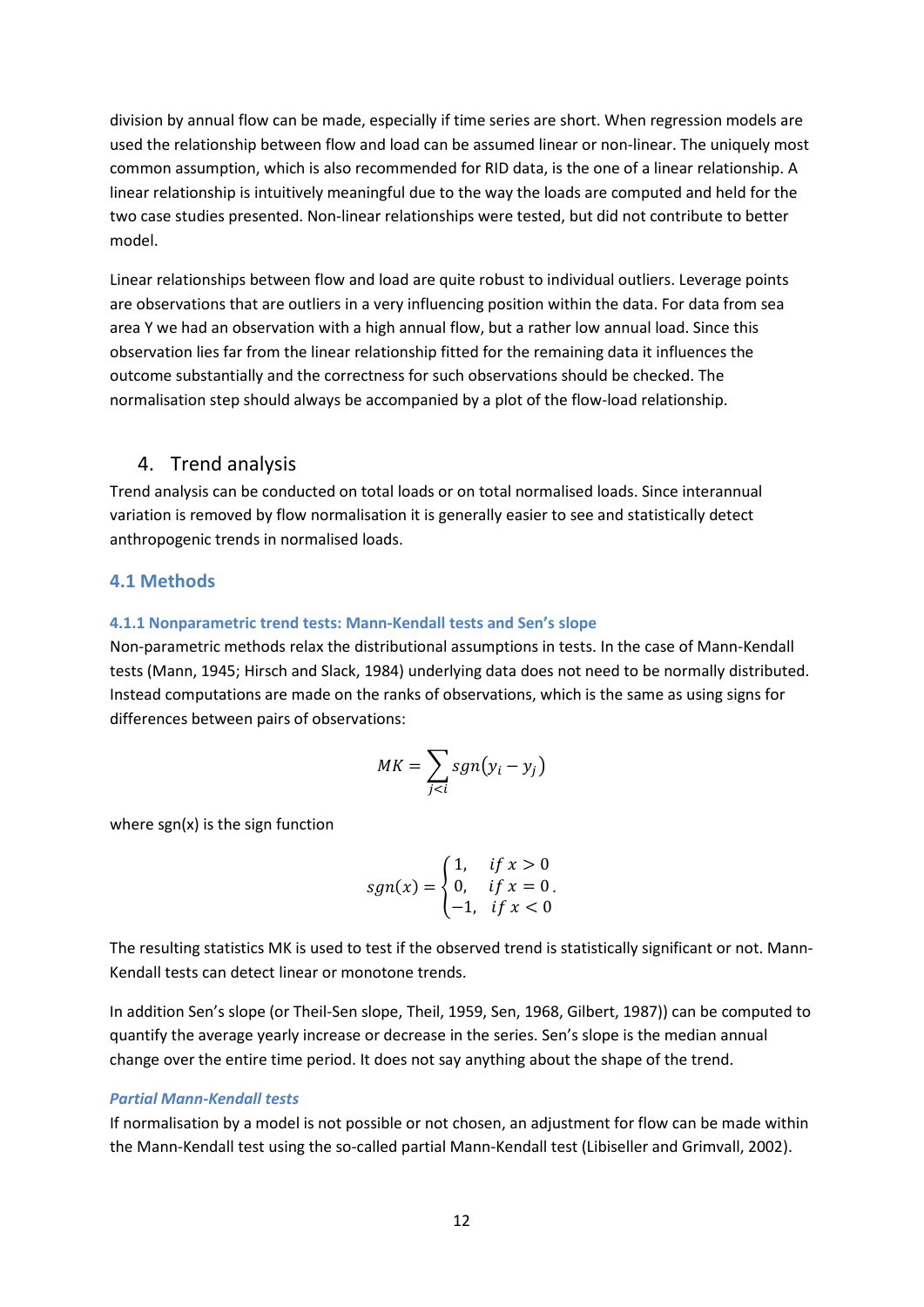division by annual flow can be made, especially if time series are short. When regression models are used the relationship between flow and load can be assumed linear or non-linear. The uniquely most common assumption, which is also recommended for RID data, is the one of a linear relationship. A linear relationship is intuitively meaningful due to the way the loads are computed and held for the two case studies presented. Non-linear relationships were tested, but did not contribute to better model.

Linear relationships between flow and load are quite robust to individual outliers. Leverage points are observations that are outliers in a very influencing position within the data. For data from sea area Y we had an observation with a high annual flow, but a rather low annual load. Since this observation lies far from the linear relationship fitted for the remaining data it influences the outcome substantially and the correctness for such observations should be checked. The normalisation step should always be accompanied by a plot of the flow-load relationship.

## 4. Trend analysis

Trend analysis can be conducted on total loads or on total normalised loads. Since interannual variation is removed by flow normalisation it is generally easier to see and statistically detect anthropogenic trends in normalised loads.

### 4.1 Methods

#### 4.1.1 Nonparametric trend tests: Mann-Kendall tests and Sen's slope

Non-parametric methods relax the distributional assumptions in tests. In the case of Mann-Kendall tests (Mann, 1945; Hirsch and Slack, 1984) underlying data does not need to be normally distributed. Instead computations are made on the ranks of observations, which is the same as using signs for differences between pairs of observations:

$$MK = \sum_{j<i} sgn(y_i - y_j)$$

where sgn(x) is the sign function

$$sgn(x) = \begin{cases} 1, & if\ x > 0 \\ 0, & if\ x = 0 \\ -1, & if\ x < 0 \end{cases}.$$

The resulting statistics MK is used to test if the observed trend is statistically significant or not. Mann-Kendall tests can detect linear or monotone trends.

In addition Sen's slope (or Theil-Sen slope, Theil, 1959, Sen, 1968, Gilbert, 1987)) can be computed to quantify the average yearly increase or decrease in the series. Sen's slope is the median annual change over the entire time period. It does not say anything about the shape of the trend.

#### *Partial Mann-Kendall tests*

If normalisation by a model is not possible or not chosen, an adjustment for flow can be made within the Mann-Kendall test using the so-called partial Mann-Kendall test (Libiseller and Grimvall, 2002).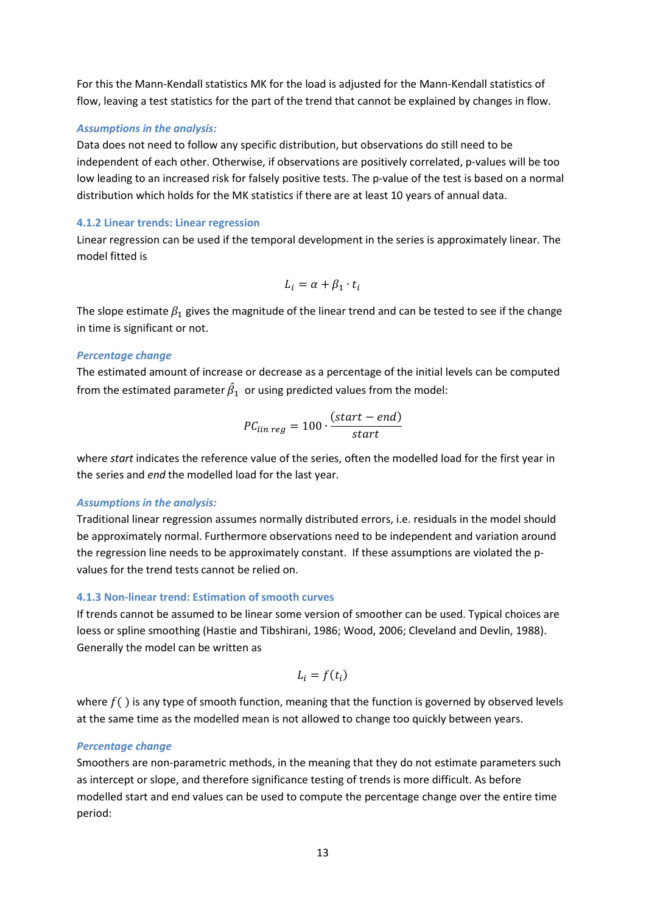For this the Mann-Kendall statistics MK for the load is adjusted for the Mann-Kendall statistics of flow, leaving a test statistics for the part of the trend that cannot be explained by changes in flow.

***Assumptions in the analysis:***

Data does not need to follow any specific distribution, but observations do still need to be independent of each other. Otherwise, if observations are positively correlated, p-values will be too low leading to an increased risk for falsely positive tests. The p-value of the test is based on a normal distribution which holds for the MK statistics if there are at least 10 years of annual data.

### 4.1.2 Linear trends: Linear regression

Linear regression can be used if the temporal development in the series is approximately linear. The model fitted is

$$L_i = \alpha + \beta_1 \cdot t_i$$

The slope estimate $\beta_1$ gives the magnitude of the linear trend and can be tested to see if the change in time is significant or not.

***Percentage change***

The estimated amount of increase or decrease as a percentage of the initial levels can be computed from the estimated parameter $\hat{\beta}_1$ or using predicted values from the model:

$$PC_{lin\ reg} = 100 \cdot \frac{(start - end)}{start}$$

where *start* indicates the reference value of the series, often the modelled load for the first year in the series and *end* the modelled load for the last year.

***Assumptions in the analysis:***

Traditional linear regression assumes normally distributed errors, i.e. residuals in the model should be approximately normal. Furthermore observations need to be independent and variation around the regression line needs to be approximately constant. If these assumptions are violated the p-values for the trend tests cannot be relied on.

### 4.1.3 Non-linear trend: Estimation of smooth curves

If trends cannot be assumed to be linear some version of smoother can be used. Typical choices are loess or spline smoothing (Hastie and Tibshirani, 1986; Wood, 2006; Cleveland and Devlin, 1988). Generally the model can be written as

$$L_i = f(t_i)$$

where $f(\ )$ is any type of smooth function, meaning that the function is governed by observed levels at the same time as the modelled mean is not allowed to change too quickly between years.

***Percentage change***

Smoothers are non-parametric methods, in the meaning that they do not estimate parameters such as intercept or slope, and therefore significance testing of trends is more difficult. As before modelled start and end values can be used to compute the percentage change over the entire time period: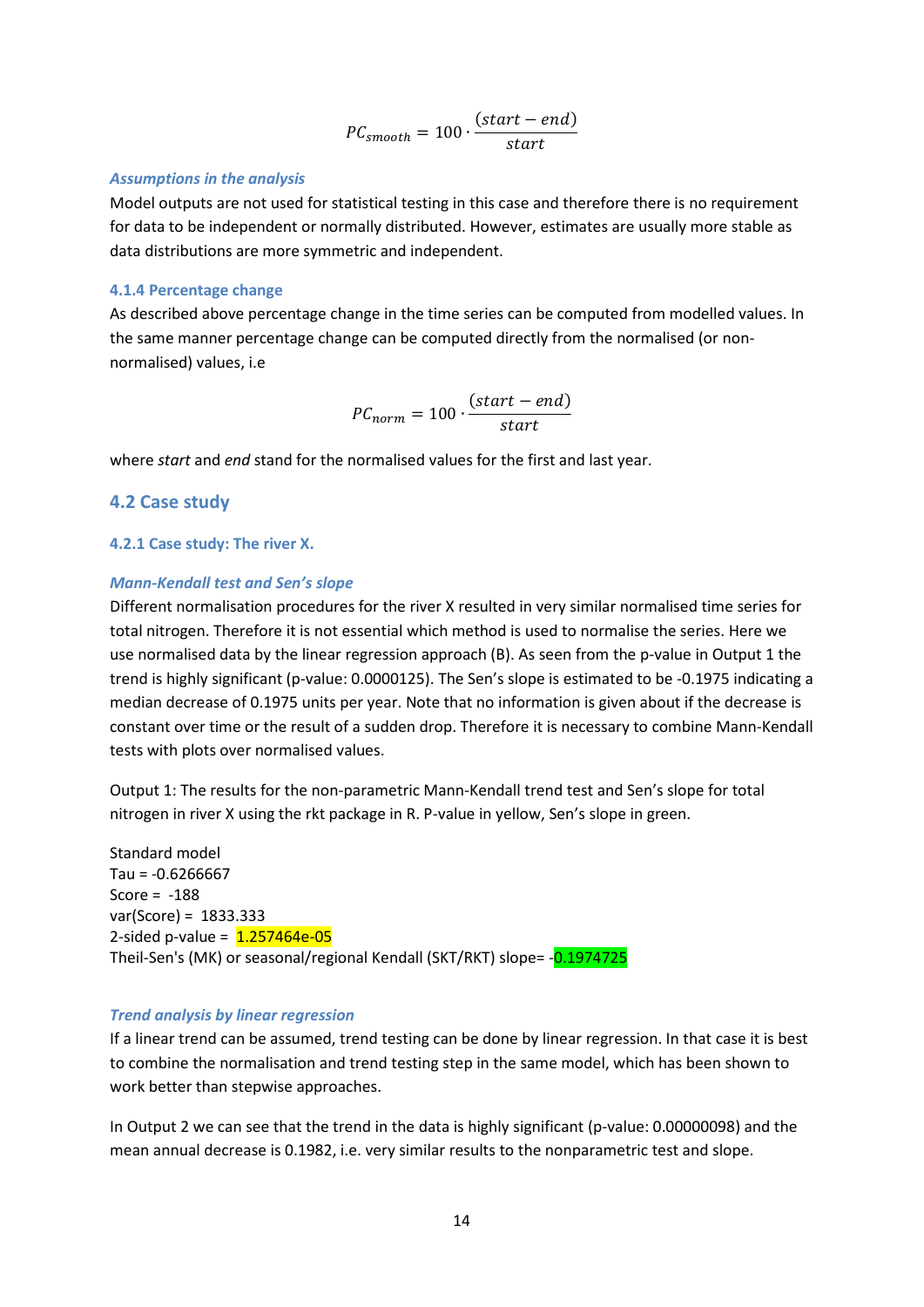$$PC_{smooth} = 100 \cdot \frac{(start - end)}{start}$$

#### *Assumptions in the analysis*

Model outputs are not used for statistical testing in this case and therefore there is no requirement for data to be independent or normally distributed. However, estimates are usually more stable as data distributions are more symmetric and independent.

### 4.1.4 Percentage change

As described above percentage change in the time series can be computed from modelled values. In the same manner percentage change can be computed directly from the normalised (or non-normalised) values, i.e

$$PC_{norm} = 100 \cdot \frac{(start - end)}{start}$$

where *start* and *end* stand for the normalised values for the first and last year.

## 4.2 Case study

### 4.2.1 Case study: The river X.

#### *Mann-Kendall test and Sen's slope*

Different normalisation procedures for the river X resulted in very similar normalised time series for total nitrogen. Therefore it is not essential which method is used to normalise the series. Here we use normalised data by the linear regression approach (B). As seen from the p-value in Output 1 the trend is highly significant (p-value: 0.0000125). The Sen's slope is estimated to be -0.1975 indicating a median decrease of 0.1975 units per year. Note that no information is given about if the decrease is constant over time or the result of a sudden drop. Therefore it is necessary to combine Mann-Kendall tests with plots over normalised values.

Output 1: The results for the non-parametric Mann-Kendall trend test and Sen's slope for total nitrogen in river X using the rkt package in R. P-value in yellow, Sen's slope in green.

```
Standard model
Tau = -0.6266667
Score =  -188
var(Score) =  1833.333
2-sided p-value =  1.257464e-05
Theil-Sen's (MK) or seasonal/regional Kendall (SKT/RKT) slope= -0.1974725
```

#### *Trend analysis by linear regression*

If a linear trend can be assumed, trend testing can be done by linear regression. In that case it is best to combine the normalisation and trend testing step in the same model, which has been shown to work better than stepwise approaches.

In Output 2 we can see that the trend in the data is highly significant (p-value: 0.00000098) and the mean annual decrease is 0.1982, i.e. very similar results to the nonparametric test and slope.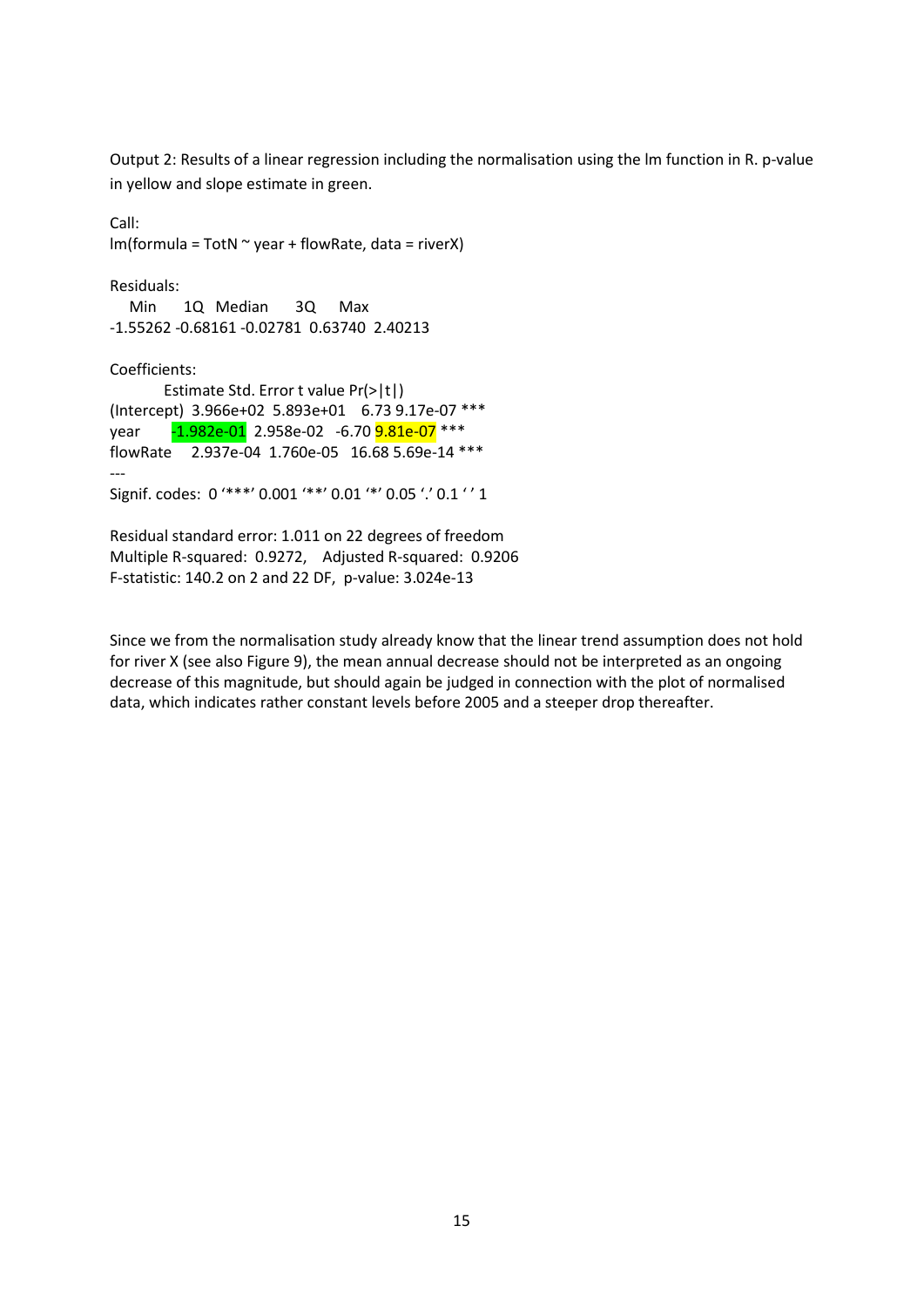Output 2: Results of a linear regression including the normalisation using the lm function in R. p-value in yellow and slope estimate in green.

```
Call:
lm(formula = TotN ~ year + flowRate, data = riverX)

Residuals:
    Min      1Q  Median      3Q     Max 
-1.55262 -0.68161 -0.02781  0.63740  2.40213 

Coefficients:
             Estimate Std. Error t value Pr(>|t|)    
(Intercept)  3.966e+02  5.893e+01    6.73 9.17e-07 ***
year        -1.982e-01  2.958e-02   -6.70 9.81e-07 ***
flowRate     2.937e-04  1.760e-05   16.68 5.69e-14 ***
---
Signif. codes:  0 '***' 0.001 '**' 0.01 '*' 0.05 '.' 0.1 ' ' 1

Residual standard error: 1.011 on 22 degrees of freedom
Multiple R-squared:  0.9272,	Adjusted R-squared:  0.9206 
F-statistic: 140.2 on 2 and 22 DF,  p-value: 3.024e-13
```

Since we from the normalisation study already know that the linear trend assumption does not hold for river X (see also Figure 9), the mean annual decrease should not be interpreted as an ongoing decrease of this magnitude, but should again be judged in connection with the plot of normalised data, which indicates rather constant levels before 2005 and a steeper drop thereafter.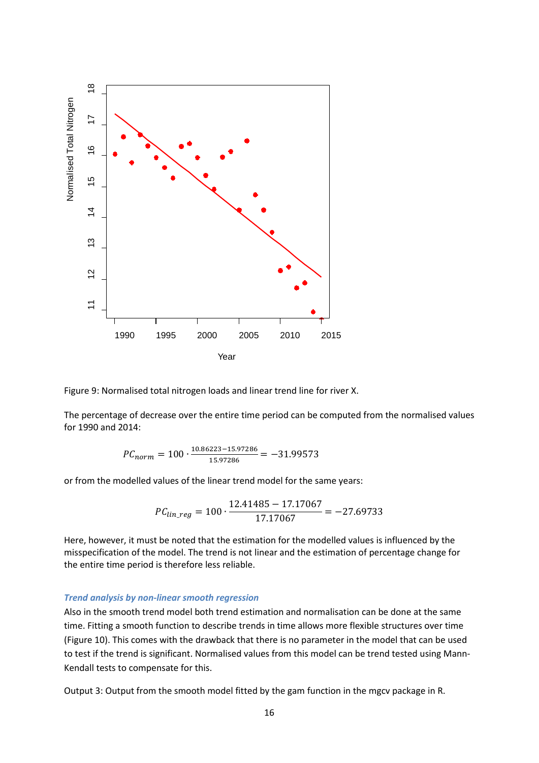Figure 9: Normalised total nitrogen loads and linear trend line for river X.

The percentage of decrease over the entire time period can be computed from the normalised values for 1990 and 2014:

$$PC_{norm} = 100 \cdot \frac{10.86223 - 15.97286}{15.97286} = -31.99573$$

or from the modelled values of the linear trend model for the same years:

$$PC_{lin\_reg} = 100 \cdot \frac{12.41485 - 17.17067}{17.17067} = -27.69733$$

Here, however, it must be noted that the estimation for the modelled values is influenced by the misspecification of the model. The trend is not linear and the estimation of percentage change for the entire time period is therefore less reliable.

### *Trend analysis by non-linear smooth regression*

Also in the smooth trend model both trend estimation and normalisation can be done at the same time. Fitting a smooth function to describe trends in time allows more flexible structures over time (Figure 10). This comes with the drawback that there is no parameter in the model that can be used to test if the trend is significant. Normalised values from this model can be trend tested using Mann-Kendall tests to compensate for this.

Output 3: Output from the smooth model fitted by the gam function in the mgcv package in R.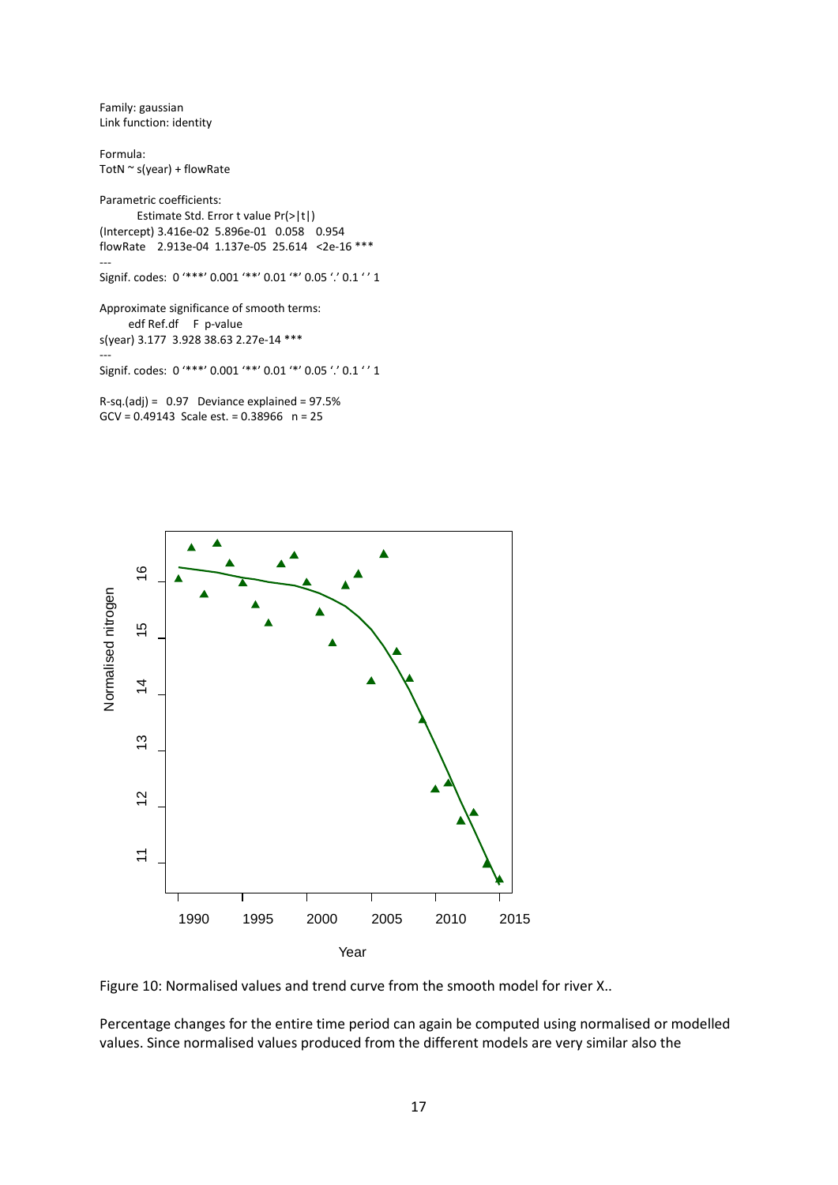```
Family: gaussian
Link function: identity

Formula:
TotN ~ s(year) + flowRate

Parametric coefficients:
            Estimate Std. Error t value Pr(>|t|)
(Intercept) 3.416e-02  5.896e-01   0.058    0.954
flowRate    2.913e-04  1.137e-05  25.614   <2e-16 ***
---
Signif. codes:  0 '***' 0.001 '**' 0.01 '*' 0.05 '.' 0.1 ' ' 1

Approximate significance of smooth terms:
          edf Ref.df     F  p-value
s(year) 3.177  3.928 38.63 2.27e-14 ***
---
Signif. codes:  0 '***' 0.001 '**' 0.01 '*' 0.05 '.' 0.1 ' ' 1

R-sq.(adj) =  0.97   Deviance explained = 97.5%
GCV = 0.49143  Scale est. = 0.38966   n = 25
```

Figure 10: Normalised values and trend curve from the smooth model for river X..

Percentage changes for the entire time period can again be computed using normalised or modelled values. Since normalised values produced from the different models are very similar also the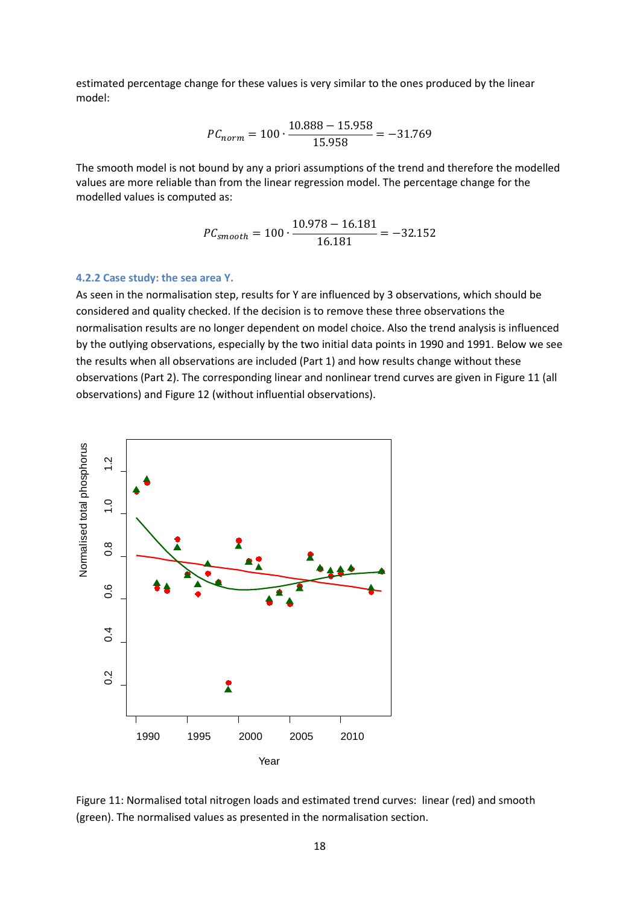estimated percentage change for these values is very similar to the ones produced by the linear model:

$$PC_{norm} = 100 \cdot \frac{10.888 - 15.958}{15.958} = -31.769$$

The smooth model is not bound by any a priori assumptions of the trend and therefore the modelled values are more reliable than from the linear regression model. The percentage change for the modelled values is computed as:

$$PC_{smooth} = 100 \cdot \frac{10.978 - 16.181}{16.181} = -32.152$$

### 4.2.2 Case study: the sea area Y.

As seen in the normalisation step, results for Y are influenced by 3 observations, which should be considered and quality checked. If the decision is to remove these three observations the normalisation results are no longer dependent on model choice. Also the trend analysis is influenced by the outlying observations, especially by the two initial data points in 1990 and 1991. Below we see the results when all observations are included (Part 1) and how results change without these observations (Part 2). The corresponding linear and nonlinear trend curves are given in Figure 11 (all observations) and Figure 12 (without influential observations).

Figure 11: Normalised total nitrogen loads and estimated trend curves: linear (red) and smooth (green). The normalised values as presented in the normalisation section.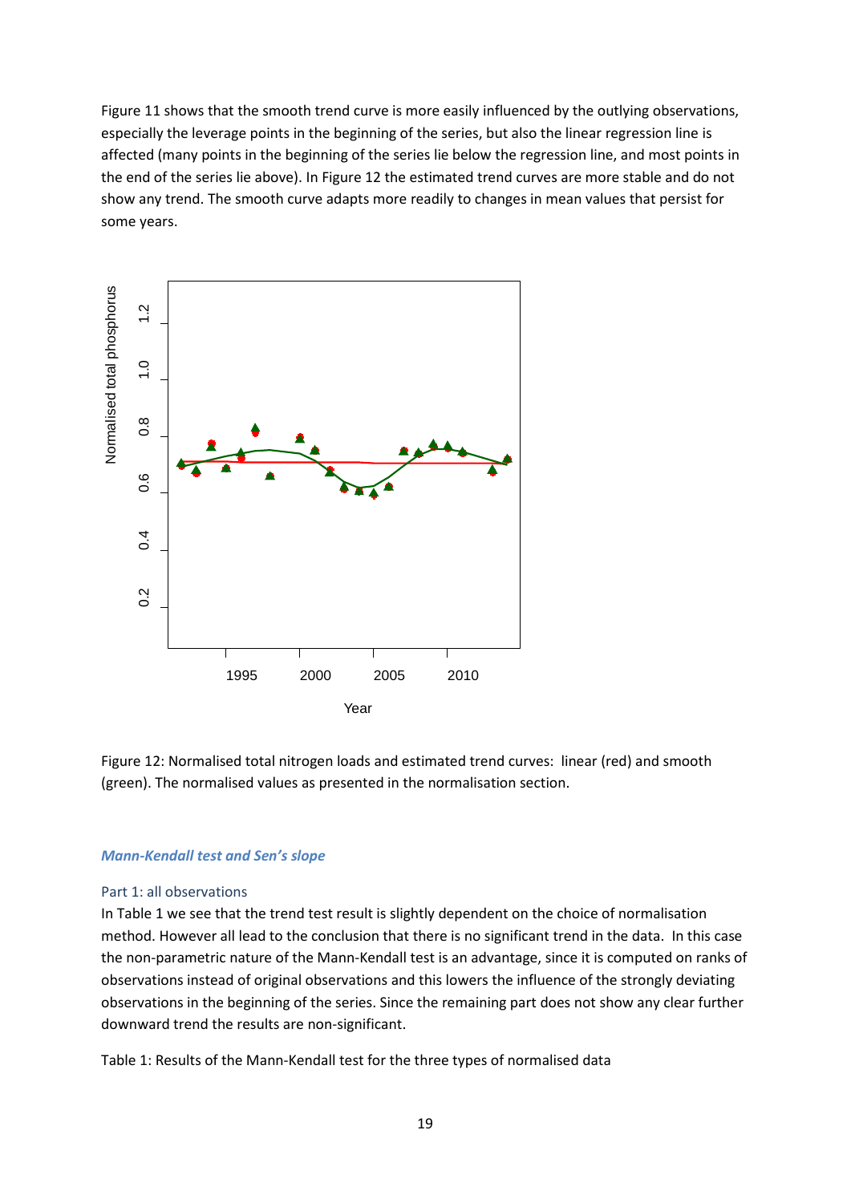Figure 11 shows that the smooth trend curve is more easily influenced by the outlying observations, especially the leverage points in the beginning of the series, but also the linear regression line is affected (many points in the beginning of the series lie below the regression line, and most points in the end of the series lie above). In Figure 12 the estimated trend curves are more stable and do not show any trend. The smooth curve adapts more readily to changes in mean values that persist for some years.

Figure 12: Normalised total nitrogen loads and estimated trend curves: linear (red) and smooth (green). The normalised values as presented in the normalisation section.

### *Mann-Kendall test and Sen's slope*

#### Part 1: all observations

In Table 1 we see that the trend test result is slightly dependent on the choice of normalisation method. However all lead to the conclusion that there is no significant trend in the data. In this case the non-parametric nature of the Mann-Kendall test is an advantage, since it is computed on ranks of observations instead of original observations and this lowers the influence of the strongly deviating observations in the beginning of the series. Since the remaining part does not show any clear further downward trend the results are non-significant.

Table 1: Results of the Mann-Kendall test for the three types of normalised data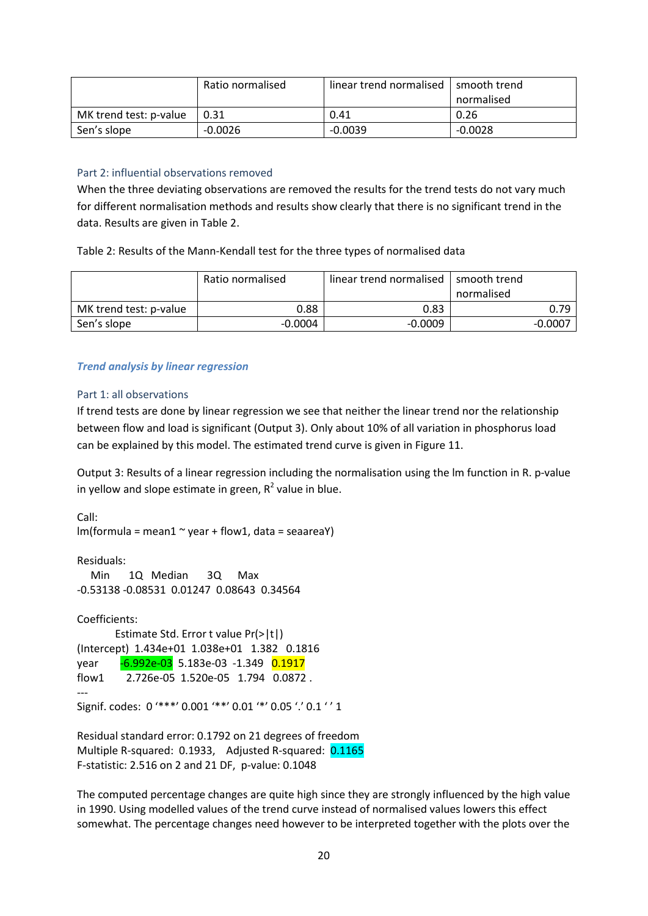|  | Ratio normalised | linear trend normalised | smooth trend normalised |
|---|---|---|---|
| MK trend test: p-value | 0.31 | 0.41 | 0.26 |
| Sen's slope | -0.0026 | -0.0039 | -0.0028 |

### Part 2: influential observations removed

When the three deviating observations are removed the results for the trend tests do not vary much for different normalisation methods and results show clearly that there is no significant trend in the data. Results are given in Table 2.

Table 2: Results of the Mann-Kendall test for the three types of normalised data

|  | Ratio normalised | linear trend normalised | smooth trend normalised |
|---|---|---|---|
| MK trend test: p-value | 0.88 | 0.83 | 0.79 |
| Sen's slope | -0.0004 | -0.0009 | -0.0007 |

## *Trend analysis by linear regression*

### Part 1: all observations

If trend tests are done by linear regression we see that neither the linear trend nor the relationship between flow and load is significant (Output 3). Only about 10% of all variation in phosphorus load can be explained by this model. The estimated trend curve is given in Figure 11.

Output 3: Results of a linear regression including the normalisation using the lm function in R. p-value in yellow and slope estimate in green, $R^2$ value in blue.

```
Call:
lm(formula = mean1 ~ year + flow1, data = seaareaY)

Residuals:
    Min       1Q   Median       3Q      Max
-0.53138 -0.08531  0.01247  0.08643  0.34564

Coefficients:
             Estimate Std. Error t value Pr(>|t|)
(Intercept)  1.434e+01  1.038e+01   1.382   0.1816
year        -6.992e-03  5.183e-03  -1.349   0.1917
flow1        2.726e-05  1.520e-05   1.794   0.0872 .
---
Signif. codes:  0 '***' 0.001 '**' 0.01 '*' 0.05 '.' 0.1 ' ' 1

Residual standard error: 0.1792 on 21 degrees of freedom
Multiple R-squared:  0.1933,    Adjusted R-squared:  0.1165
F-statistic: 2.516 on 2 and 21 DF,  p-value: 0.1048
```

The computed percentage changes are quite high since they are strongly influenced by the high value in 1990. Using modelled values of the trend curve instead of normalised values lowers this effect somewhat. The percentage changes need however to be interpreted together with the plots over the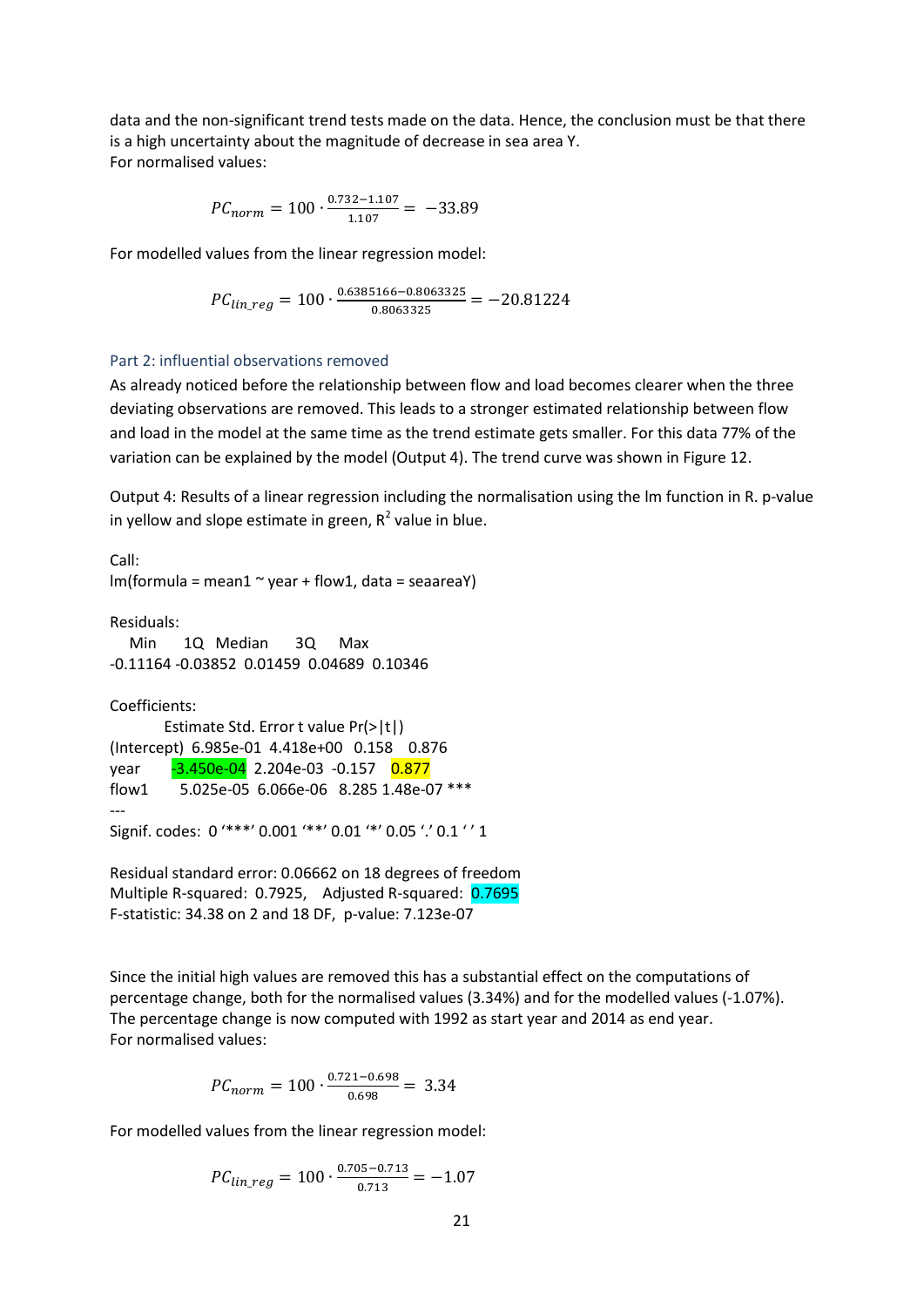data and the non-significant trend tests made on the data. Hence, the conclusion must be that there is a high uncertainty about the magnitude of decrease in sea area Y.
For normalised values:

$$PC_{norm} = 100 \cdot \frac{0.732-1.107}{1.107} = -33.89$$

For modelled values from the linear regression model:

$$PC_{lin\_reg} = 100 \cdot \frac{0.6385166-0.8063325}{0.8063325} = -20.81224$$

### Part 2: influential observations removed

As already noticed before the relationship between flow and load becomes clearer when the three deviating observations are removed. This leads to a stronger estimated relationship between flow and load in the model at the same time as the trend estimate gets smaller. For this data 77% of the variation can be explained by the model (Output 4). The trend curve was shown in Figure 12.

Output 4: Results of a linear regression including the normalisation using the lm function in R. p-value in yellow and slope estimate in green, $R^2$ value in blue.

```
Call:
lm(formula = mean1 ~ year + flow1, data = seaareaY)

Residuals:
    Min       1Q   Median       3Q      Max
-0.11164 -0.03852  0.01459  0.04689  0.10346

Coefficients:
             Estimate Std. Error t value Pr(>|t|)
(Intercept)  6.985e-01  4.418e+00   0.158    0.876
year        -3.450e-04  2.204e-03  -0.157    0.877
flow1        5.025e-05  6.066e-06   8.285 1.48e-07 ***
---
Signif. codes:  0 '***' 0.001 '**' 0.01 '*' 0.05 '.' 0.1 ' ' 1

Residual standard error: 0.06662 on 18 degrees of freedom
Multiple R-squared:  0.7925,    Adjusted R-squared:  0.7695
F-statistic: 34.38 on 2 and 18 DF,  p-value: 7.123e-07
```

Since the initial high values are removed this has a substantial effect on the computations of percentage change, both for the normalised values (3.34%) and for the modelled values (-1.07%). The percentage change is now computed with 1992 as start year and 2014 as end year.
For normalised values:

$$PC_{norm} = 100 \cdot \frac{0.721-0.698}{0.698} = 3.34$$

For modelled values from the linear regression model:

$$PC_{lin\_reg} = 100 \cdot \frac{0.705-0.713}{0.713} = -1.07$$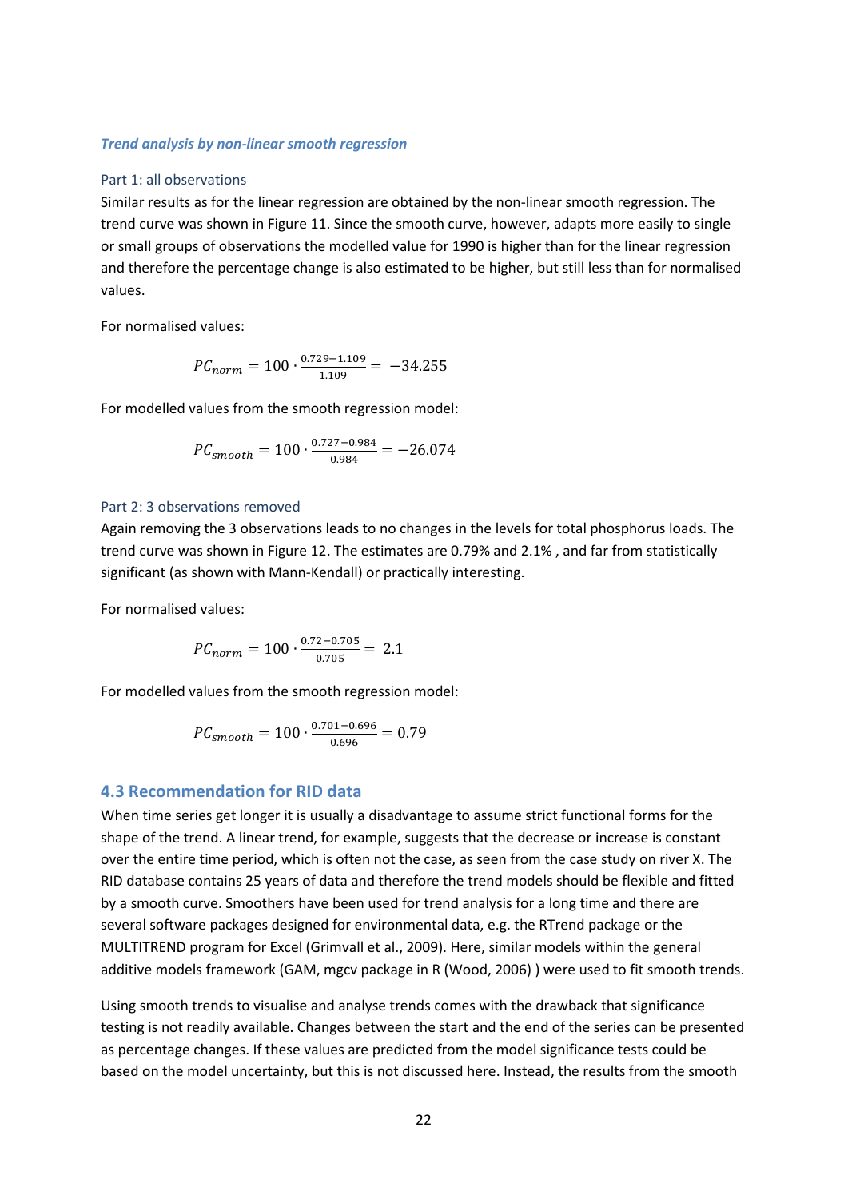*Trend analysis by non-linear smooth regression*

#### Part 1: all observations

Similar results as for the linear regression are obtained by the non-linear smooth regression. The trend curve was shown in Figure 11. Since the smooth curve, however, adapts more easily to single or small groups of observations the modelled value for 1990 is higher than for the linear regression and therefore the percentage change is also estimated to be higher, but still less than for normalised values.

For normalised values:

$$PC_{norm} = 100 \cdot \frac{0.729 - 1.109}{1.109} = -34.255$$

For modelled values from the smooth regression model:

$$PC_{smooth} = 100 \cdot \frac{0.727 - 0.984}{0.984} = -26.074$$

#### Part 2: 3 observations removed

Again removing the 3 observations leads to no changes in the levels for total phosphorus loads. The trend curve was shown in Figure 12. The estimates are 0.79% and 2.1% , and far from statistically significant (as shown with Mann-Kendall) or practically interesting.

For normalised values:

$$PC_{norm} = 100 \cdot \frac{0.72 - 0.705}{0.705} = 2.1$$

For modelled values from the smooth regression model:

$$PC_{smooth} = 100 \cdot \frac{0.701 - 0.696}{0.696} = 0.79$$

## 4.3 Recommendation for RID data

When time series get longer it is usually a disadvantage to assume strict functional forms for the shape of the trend. A linear trend, for example, suggests that the decrease or increase is constant over the entire time period, which is often not the case, as seen from the case study on river X. The RID database contains 25 years of data and therefore the trend models should be flexible and fitted by a smooth curve. Smoothers have been used for trend analysis for a long time and there are several software packages designed for environmental data, e.g. the RTrend package or the MULTITREND program for Excel (Grimvall et al., 2009). Here, similar models within the general additive models framework (GAM, mgcv package in R (Wood, 2006) ) were used to fit smooth trends.

Using smooth trends to visualise and analyse trends comes with the drawback that significance testing is not readily available. Changes between the start and the end of the series can be presented as percentage changes. If these values are predicted from the model significance tests could be based on the model uncertainty, but this is not discussed here. Instead, the results from the smooth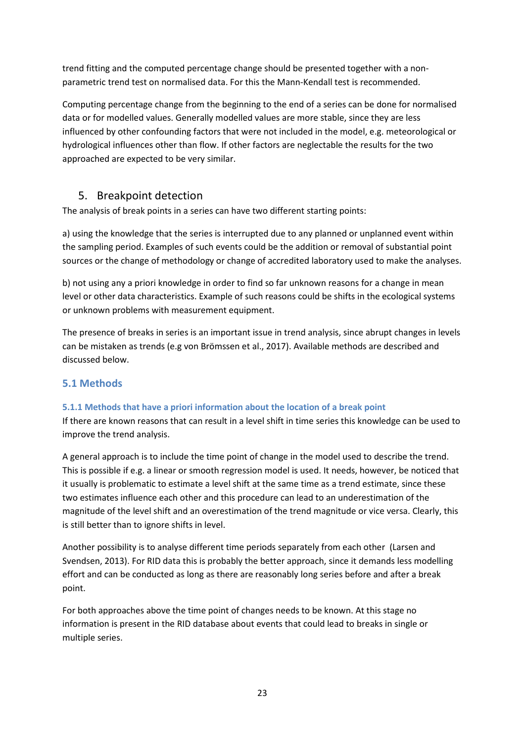trend fitting and the computed percentage change should be presented together with a non-parametric trend test on normalised data. For this the Mann-Kendall test is recommended.

Computing percentage change from the beginning to the end of a series can be done for normalised data or for modelled values. Generally modelled values are more stable, since they are less influenced by other confounding factors that were not included in the model, e.g. meteorological or hydrological influences other than flow. If other factors are neglectable the results for the two approached are expected to be very similar.

# 5. Breakpoint detection

The analysis of break points in a series can have two different starting points:

a) using the knowledge that the series is interrupted due to any planned or unplanned event within the sampling period. Examples of such events could be the addition or removal of substantial point sources or the change of methodology or change of accredited laboratory used to make the analyses.

b) not using any a priori knowledge in order to find so far unknown reasons for a change in mean level or other data characteristics. Example of such reasons could be shifts in the ecological systems or unknown problems with measurement equipment.

The presence of breaks in series is an important issue in trend analysis, since abrupt changes in levels can be mistaken as trends (e.g von Brömssen et al., 2017). Available methods are described and discussed below.

## 5.1 Methods

### 5.1.1 Methods that have a priori information about the location of a break point

If there are known reasons that can result in a level shift in time series this knowledge can be used to improve the trend analysis.

A general approach is to include the time point of change in the model used to describe the trend. This is possible if e.g. a linear or smooth regression model is used. It needs, however, be noticed that it usually is problematic to estimate a level shift at the same time as a trend estimate, since these two estimates influence each other and this procedure can lead to an underestimation of the magnitude of the level shift and an overestimation of the trend magnitude or vice versa. Clearly, this is still better than to ignore shifts in level.

Another possibility is to analyse different time periods separately from each other (Larsen and Svendsen, 2013). For RID data this is probably the better approach, since it demands less modelling effort and can be conducted as long as there are reasonably long series before and after a break point.

For both approaches above the time point of changes needs to be known. At this stage no information is present in the RID database about events that could lead to breaks in single or multiple series.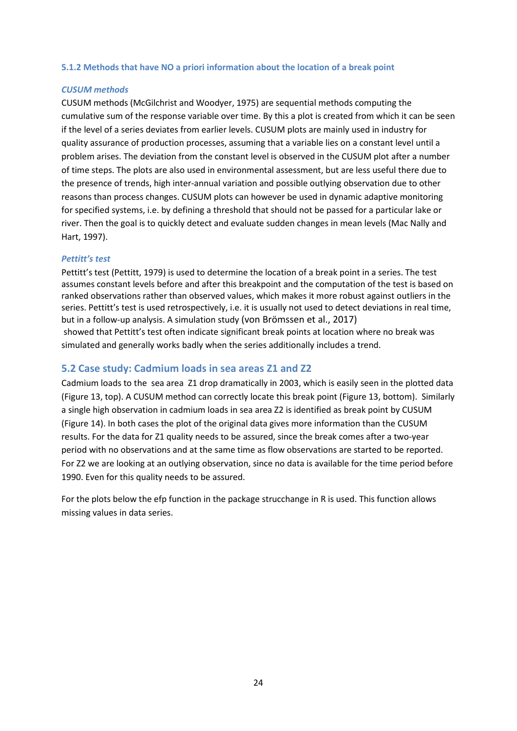### 5.1.2 Methods that have NO a priori information about the location of a break point

#### *CUSUM methods*

CUSUM methods (McGilchrist and Woodyer, 1975) are sequential methods computing the cumulative sum of the response variable over time. By this a plot is created from which it can be seen if the level of a series deviates from earlier levels. CUSUM plots are mainly used in industry for quality assurance of production processes, assuming that a variable lies on a constant level until a problem arises. The deviation from the constant level is observed in the CUSUM plot after a number of time steps. The plots are also used in environmental assessment, but are less useful there due to the presence of trends, high inter-annual variation and possible outlying observation due to other reasons than process changes. CUSUM plots can however be used in dynamic adaptive monitoring for specified systems, i.e. by defining a threshold that should not be passed for a particular lake or river. Then the goal is to quickly detect and evaluate sudden changes in mean levels (Mac Nally and Hart, 1997).

#### *Pettitt's test*

Pettitt's test (Pettitt, 1979) is used to determine the location of a break point in a series. The test assumes constant levels before and after this breakpoint and the computation of the test is based on ranked observations rather than observed values, which makes it more robust against outliers in the series. Pettitt's test is used retrospectively, i.e. it is usually not used to detect deviations in real time, but in a follow-up analysis. A simulation study (von Brömssen et al., 2017) showed that Pettitt's test often indicate significant break points at location where no break was simulated and generally works badly when the series additionally includes a trend.

## 5.2 Case study: Cadmium loads in sea areas Z1 and Z2

Cadmium loads to the sea area Z1 drop dramatically in 2003, which is easily seen in the plotted data (Figure 13, top). A CUSUM method can correctly locate this break point (Figure 13, bottom). Similarly a single high observation in cadmium loads in sea area Z2 is identified as break point by CUSUM (Figure 14). In both cases the plot of the original data gives more information than the CUSUM results. For the data for Z1 quality needs to be assured, since the break comes after a two-year period with no observations and at the same time as flow observations are started to be reported. For Z2 we are looking at an outlying observation, since no data is available for the time period before 1990. Even for this quality needs to be assured.

For the plots below the efp function in the package strucchange in R is used. This function allows missing values in data series.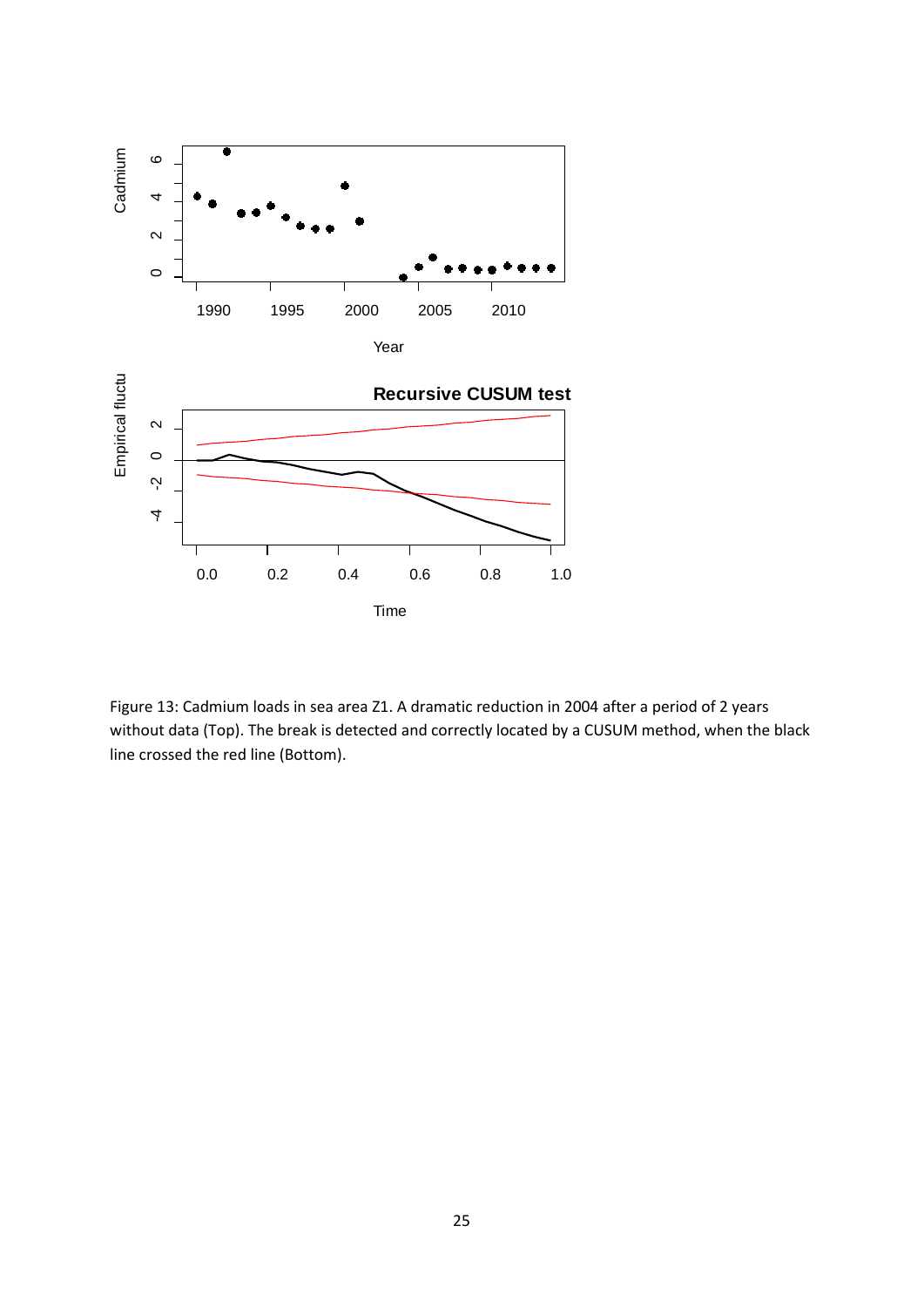Figure 13: Cadmium loads in sea area Z1. A dramatic reduction in 2004 after a period of 2 years without data (Top). The break is detected and correctly located by a CUSUM method, when the black line crossed the red line (Bottom).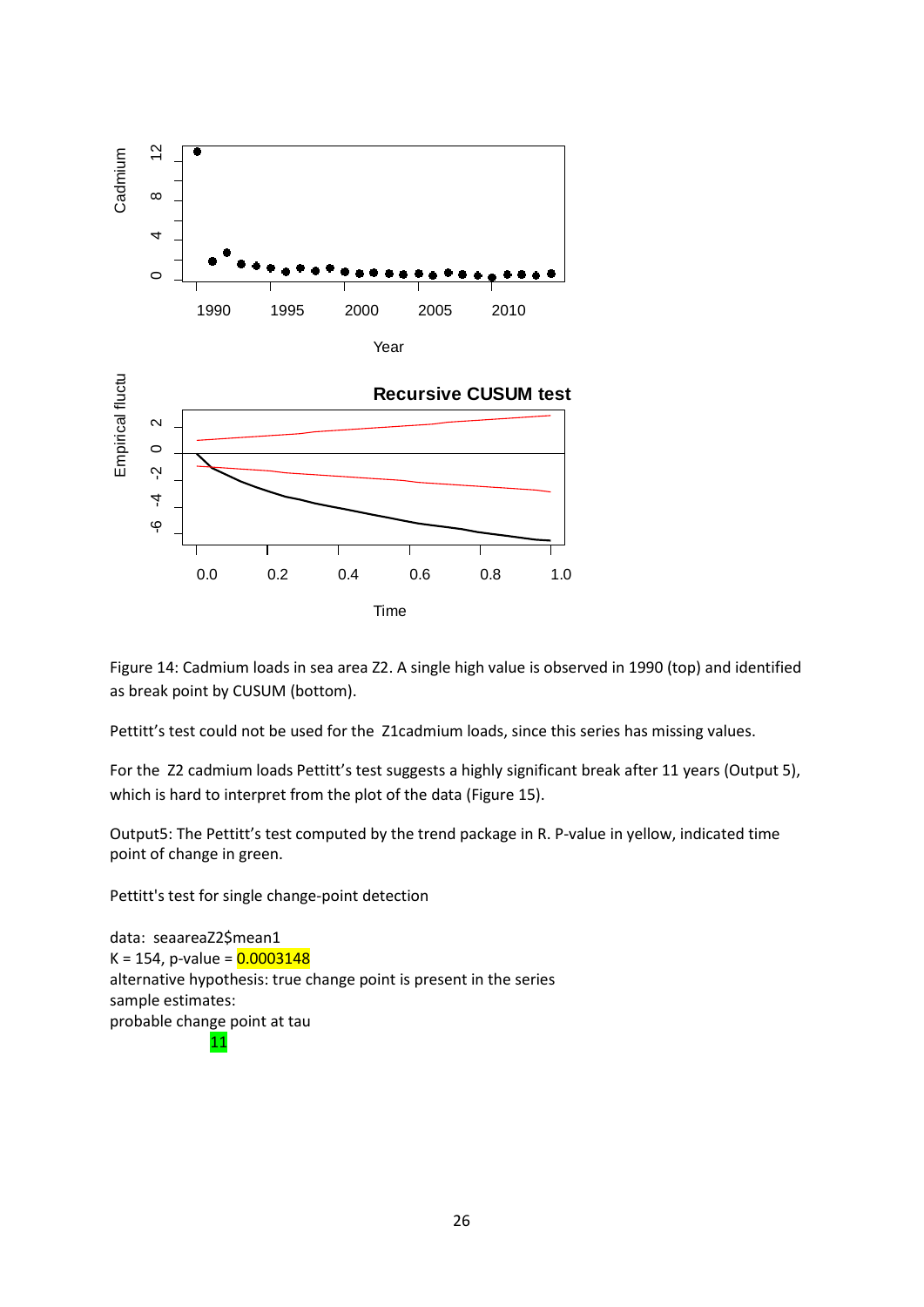Figure 14: Cadmium loads in sea area Z2. A single high value is observed in 1990 (top) and identified as break point by CUSUM (bottom).

Pettitt's test could not be used for the Z1cadmium loads, since this series has missing values.

For the Z2 cadmium loads Pettitt's test suggests a highly significant break after 11 years (Output 5), which is hard to interpret from the plot of the data (Figure 15).

Output5: The Pettitt's test computed by the trend package in R. P-value in yellow, indicated time point of change in green.

```
Pettitt's test for single change-point detection

data:  seaareaZ2$mean1
K = 154, p-value = 0.0003148
alternative hypothesis: true change point is present in the series
sample estimates:
probable change point at tau
          11
```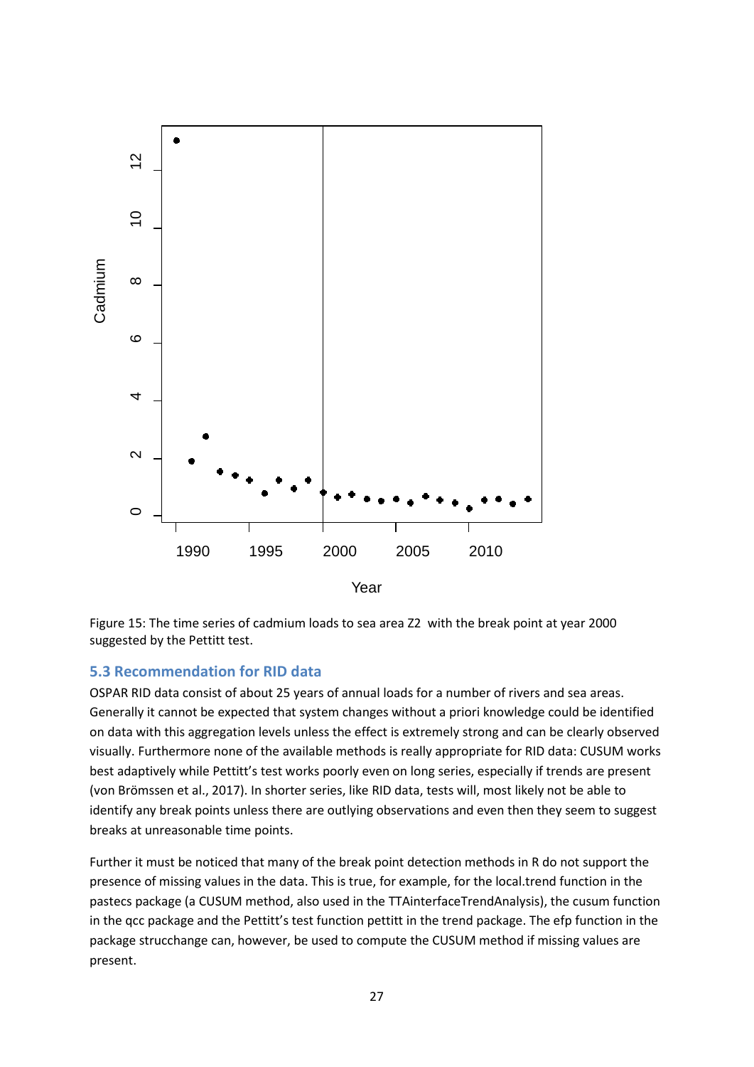Figure 15: The time series of cadmium loads to sea area Z2 with the break point at year 2000 suggested by the Pettitt test.

### 5.3 Recommendation for RID data

OSPAR RID data consist of about 25 years of annual loads for a number of rivers and sea areas. Generally it cannot be expected that system changes without a priori knowledge could be identified on data with this aggregation levels unless the effect is extremely strong and can be clearly observed visually. Furthermore none of the available methods is really appropriate for RID data: CUSUM works best adaptively while Pettitt's test works poorly even on long series, especially if trends are present (von Brömssen et al., 2017). In shorter series, like RID data, tests will, most likely not be able to identify any break points unless there are outlying observations and even then they seem to suggest breaks at unreasonable time points.

Further it must be noticed that many of the break point detection methods in R do not support the presence of missing values in the data. This is true, for example, for the local.trend function in the pastecs package (a CUSUM method, also used in the TTAinterfaceTrendAnalysis), the cusum function in the qcc package and the Pettitt's test function pettitt in the trend package. The efp function in the package strucchange can, however, be used to compute the CUSUM method if missing values are present.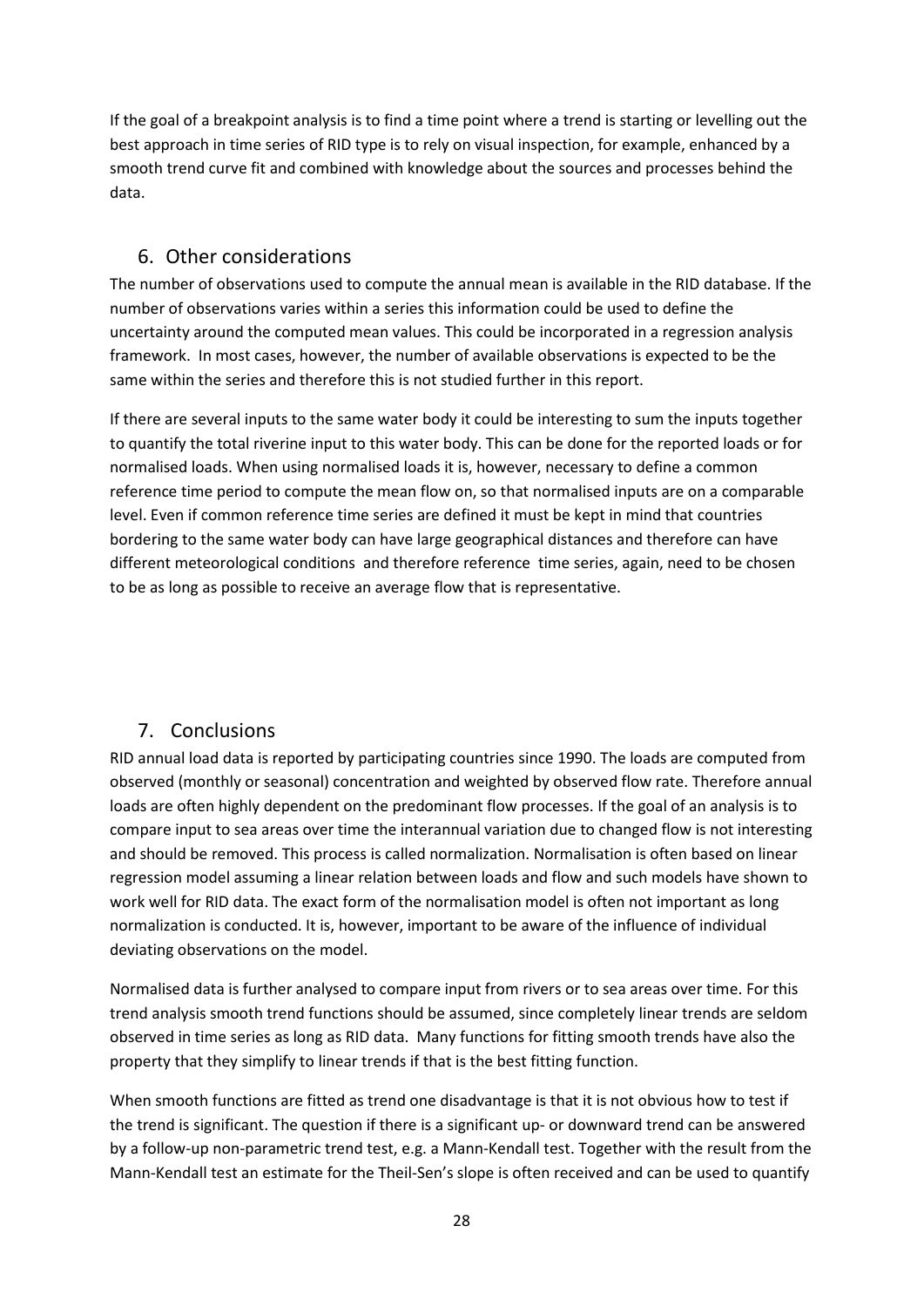If the goal of a breakpoint analysis is to find a time point where a trend is starting or levelling out the best approach in time series of RID type is to rely on visual inspection, for example, enhanced by a smooth trend curve fit and combined with knowledge about the sources and processes behind the data.

## 6. Other considerations

The number of observations used to compute the annual mean is available in the RID database. If the number of observations varies within a series this information could be used to define the uncertainty around the computed mean values. This could be incorporated in a regression analysis framework. In most cases, however, the number of available observations is expected to be the same within the series and therefore this is not studied further in this report.

If there are several inputs to the same water body it could be interesting to sum the inputs together to quantify the total riverine input to this water body. This can be done for the reported loads or for normalised loads. When using normalised loads it is, however, necessary to define a common reference time period to compute the mean flow on, so that normalised inputs are on a comparable level. Even if common reference time series are defined it must be kept in mind that countries bordering to the same water body can have large geographical distances and therefore can have different meteorological conditions and therefore reference time series, again, need to be chosen to be as long as possible to receive an average flow that is representative.

## 7. Conclusions

RID annual load data is reported by participating countries since 1990. The loads are computed from observed (monthly or seasonal) concentration and weighted by observed flow rate. Therefore annual loads are often highly dependent on the predominant flow processes. If the goal of an analysis is to compare input to sea areas over time the interannual variation due to changed flow is not interesting and should be removed. This process is called normalization. Normalisation is often based on linear regression model assuming a linear relation between loads and flow and such models have shown to work well for RID data. The exact form of the normalisation model is often not important as long normalization is conducted. It is, however, important to be aware of the influence of individual deviating observations on the model.

Normalised data is further analysed to compare input from rivers or to sea areas over time. For this trend analysis smooth trend functions should be assumed, since completely linear trends are seldom observed in time series as long as RID data. Many functions for fitting smooth trends have also the property that they simplify to linear trends if that is the best fitting function.

When smooth functions are fitted as trend one disadvantage is that it is not obvious how to test if the trend is significant. The question if there is a significant up- or downward trend can be answered by a follow-up non-parametric trend test, e.g. a Mann-Kendall test. Together with the result from the Mann-Kendall test an estimate for the Theil-Sen's slope is often received and can be used to quantify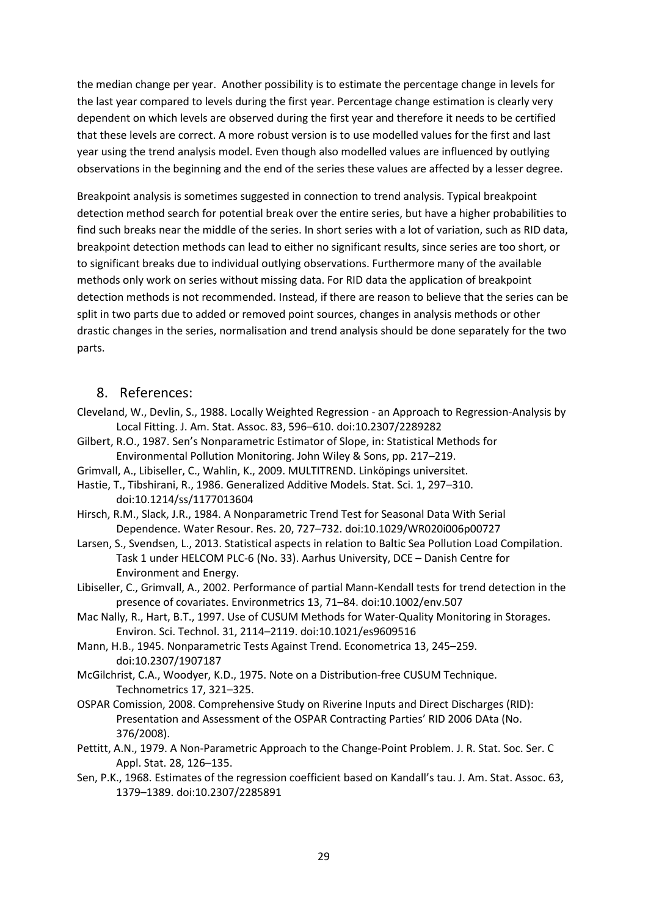the median change per year. Another possibility is to estimate the percentage change in levels for the last year compared to levels during the first year. Percentage change estimation is clearly very dependent on which levels are observed during the first year and therefore it needs to be certified that these levels are correct. A more robust version is to use modelled values for the first and last year using the trend analysis model. Even though also modelled values are influenced by outlying observations in the beginning and the end of the series these values are affected by a lesser degree.

Breakpoint analysis is sometimes suggested in connection to trend analysis. Typical breakpoint detection method search for potential break over the entire series, but have a higher probabilities to find such breaks near the middle of the series. In short series with a lot of variation, such as RID data, breakpoint detection methods can lead to either no significant results, since series are too short, or to significant breaks due to individual outlying observations. Furthermore many of the available methods only work on series without missing data. For RID data the application of breakpoint detection methods is not recommended. Instead, if there are reason to believe that the series can be split in two parts due to added or removed point sources, changes in analysis methods or other drastic changes in the series, normalisation and trend analysis should be done separately for the two parts.

# 8. References:

Cleveland, W., Devlin, S., 1988. Locally Weighted Regression - an Approach to Regression-Analysis by Local Fitting. J. Am. Stat. Assoc. 83, 596–610. doi:10.2307/2289282

Gilbert, R.O., 1987. Sen's Nonparametric Estimator of Slope, in: Statistical Methods for Environmental Pollution Monitoring. John Wiley & Sons, pp. 217–219.

Grimvall, A., Libiseller, C., Wahlin, K., 2009. MULTITREND. Linköpings universitet.

Hastie, T., Tibshirani, R., 1986. Generalized Additive Models. Stat. Sci. 1, 297–310. doi:10.1214/ss/1177013604

Hirsch, R.M., Slack, J.R., 1984. A Nonparametric Trend Test for Seasonal Data With Serial Dependence. Water Resour. Res. 20, 727–732. doi:10.1029/WR020i006p00727

Larsen, S., Svendsen, L., 2013. Statistical aspects in relation to Baltic Sea Pollution Load Compilation. Task 1 under HELCOM PLC-6 (No. 33). Aarhus University, DCE – Danish Centre for Environment and Energy.

Libiseller, C., Grimvall, A., 2002. Performance of partial Mann-Kendall tests for trend detection in the presence of covariates. Environmetrics 13, 71–84. doi:10.1002/env.507

Mac Nally, R., Hart, B.T., 1997. Use of CUSUM Methods for Water-Quality Monitoring in Storages. Environ. Sci. Technol. 31, 2114–2119. doi:10.1021/es9609516

Mann, H.B., 1945. Nonparametric Tests Against Trend. Econometrica 13, 245–259. doi:10.2307/1907187

McGilchrist, C.A., Woodyer, K.D., 1975. Note on a Distribution-free CUSUM Technique. Technometrics 17, 321–325.

OSPAR Comission, 2008. Comprehensive Study on Riverine Inputs and Direct Discharges (RID): Presentation and Assessment of the OSPAR Contracting Parties' RID 2006 DAta (No. 376/2008).

Pettitt, A.N., 1979. A Non-Parametric Approach to the Change-Point Problem. J. R. Stat. Soc. Ser. C Appl. Stat. 28, 126–135.

Sen, P.K., 1968. Estimates of the regression coefficient based on Kandall's tau. J. Am. Stat. Assoc. 63, 1379–1389. doi:10.2307/2285891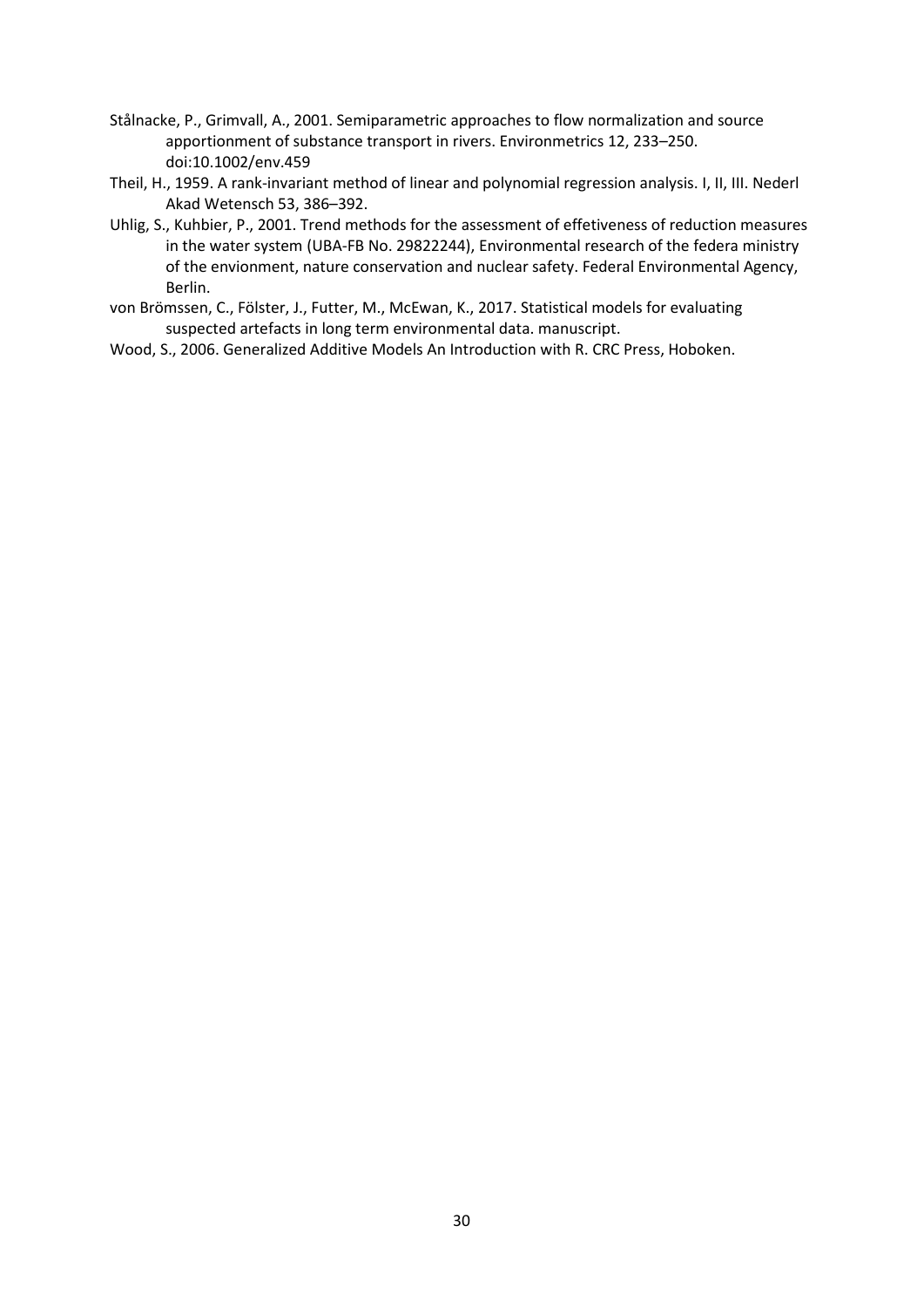Stålnacke, P., Grimvall, A., 2001. Semiparametric approaches to flow normalization and source apportionment of substance transport in rivers. Environmetrics 12, 233–250. doi:10.1002/env.459

Theil, H., 1959. A rank-invariant method of linear and polynomial regression analysis. I, II, III. Nederl Akad Wetensch 53, 386–392.

Uhlig, S., Kuhbier, P., 2001. Trend methods for the assessment of effetiveness of reduction measures in the water system (UBA-FB No. 29822244), Environmental research of the federa ministry of the envionment, nature conservation and nuclear safety. Federal Environmental Agency, Berlin.

von Brömssen, C., Fölster, J., Futter, M., McEwan, K., 2017. Statistical models for evaluating suspected artefacts in long term environmental data. manuscript.

Wood, S., 2006. Generalized Additive Models An Introduction with R. CRC Press, Hoboken.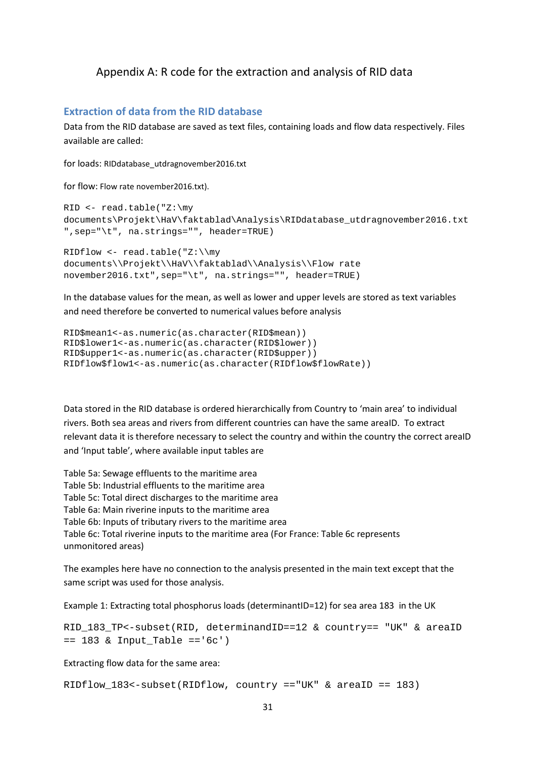# Appendix A: R code for the extraction and analysis of RID data

## Extraction of data from the RID database

Data from the RID database are saved as text files, containing loads and flow data respectively. Files available are called:

for loads: RIDdatabase_utdragnovember2016.txt

for flow: Flow rate november2016.txt).

```
RID <- read.table("Z:\my
documents\Projekt\HaV\faktablad\Analysis\RIDdatabase_utdragnovember2016.txt
",sep="\t", na.strings="", header=TRUE)
```

```
RIDflow <- read.table("Z:\\my
documents\\Projekt\\HaV\\faktablad\\Analysis\\Flow rate
november2016.txt",sep="\t", na.strings="", header=TRUE)
```

In the database values for the mean, as well as lower and upper levels are stored as text variables and need therefore be converted to numerical values before analysis

```
RID$mean1<-as.numeric(as.character(RID$mean))
RID$lower1<-as.numeric(as.character(RID$lower))
RID$upper1<-as.numeric(as.character(RID$upper))
RIDflow$flow1<-as.numeric(as.character(RIDflow$flowRate))
```

Data stored in the RID database is ordered hierarchically from Country to 'main area' to individual rivers. Both sea areas and rivers from different countries can have the same areaID. To extract relevant data it is therefore necessary to select the country and within the country the correct areaID and 'Input table', where available input tables are

Table 5a: Sewage effluents to the maritime area
Table 5b: Industrial effluents to the maritime area
Table 5c: Total direct discharges to the maritime area
Table 6a: Main riverine inputs to the maritime area
Table 6b: Inputs of tributary rivers to the maritime area
Table 6c: Total riverine inputs to the maritime area (For France: Table 6c represents unmonitored areas)

The examples here have no connection to the analysis presented in the main text except that the same script was used for those analysis.

Example 1: Extracting total phosphorus loads (determinantID=12) for sea area 183 in the UK

```
RID_183_TP<-subset(RID, determinandID==12 & country== "UK" & areaID
== 183 & Input_Table =='6c')
```

Extracting flow data for the same area:

```
RIDflow_183<-subset(RIDflow, country =="UK" & areaID == 183)
```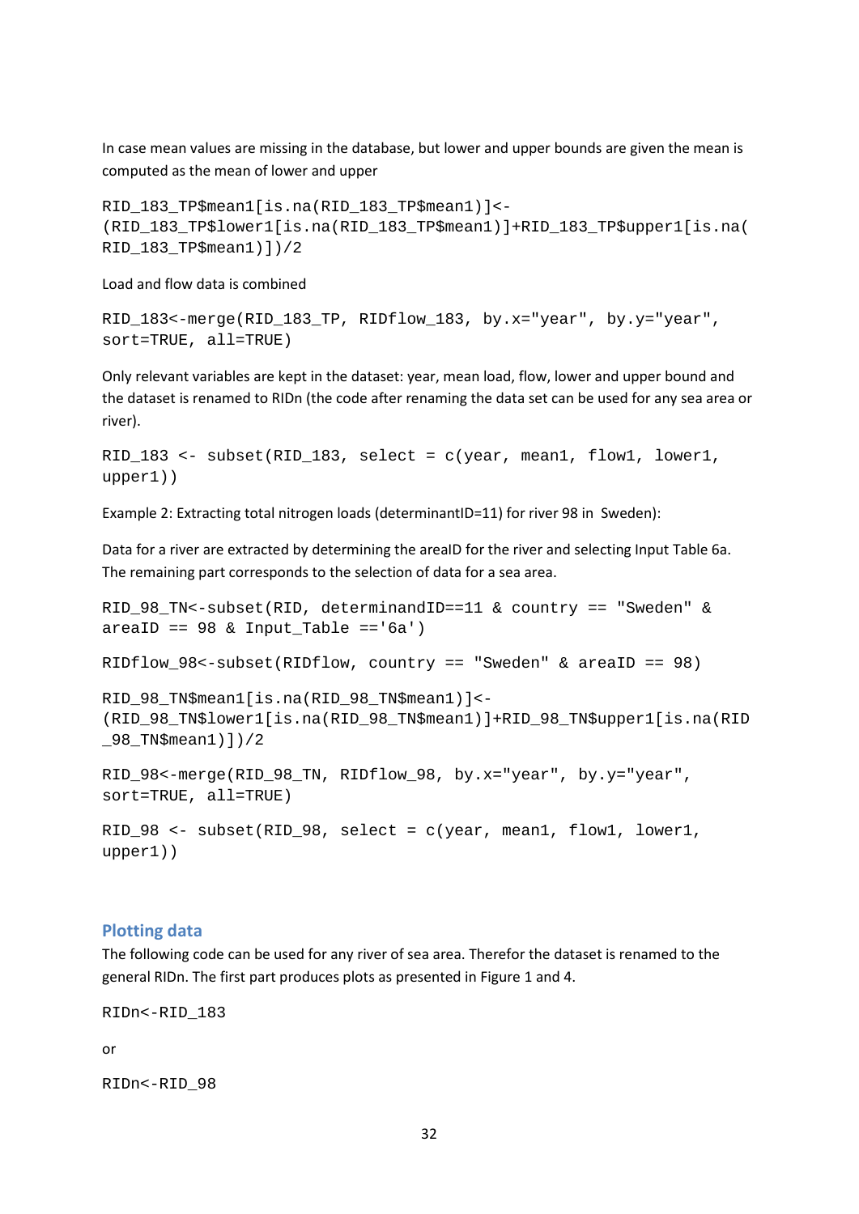In case mean values are missing in the database, but lower and upper bounds are given the mean is computed as the mean of lower and upper

```
RID_183_TP$mean1[is.na(RID_183_TP$mean1)]<-
(RID_183_TP$lower1[is.na(RID_183_TP$mean1)]+RID_183_TP$upper1[is.na(
RID_183_TP$mean1)])/2
```

Load and flow data is combined

```
RID_183<-merge(RID_183_TP, RIDflow_183, by.x="year", by.y="year",
sort=TRUE, all=TRUE)
```

Only relevant variables are kept in the dataset: year, mean load, flow, lower and upper bound and the dataset is renamed to RIDn (the code after renaming the data set can be used for any sea area or river).

```
RID_183 <- subset(RID_183, select = c(year, mean1, flow1, lower1,
upper1))
```

Example 2: Extracting total nitrogen loads (determinantID=11) for river 98 in Sweden):

Data for a river are extracted by determining the arealD for the river and selecting Input Table 6a. The remaining part corresponds to the selection of data for a sea area.

```
RID_98_TN<-subset(RID, determinandID==11 & country == "Sweden" &
areaID == 98 & Input_Table =='6a')

RIDflow_98<-subset(RIDflow, country == "Sweden" & areaID == 98)

RID_98_TN$mean1[is.na(RID_98_TN$mean1)]<-
(RID_98_TN$lower1[is.na(RID_98_TN$mean1)]+RID_98_TN$upper1[is.na(RID
_98_TN$mean1)])/2

RID_98<-merge(RID_98_TN, RIDflow_98, by.x="year", by.y="year",
sort=TRUE, all=TRUE)

RID_98 <- subset(RID_98, select = c(year, mean1, flow1, lower1,
upper1))
```

## Plotting data

The following code can be used for any river of sea area. Therefor the dataset is renamed to the general RIDn. The first part produces plots as presented in Figure 1 and 4.

```
RIDn<-RID_183
```

or

```
RIDn<-RID_98
```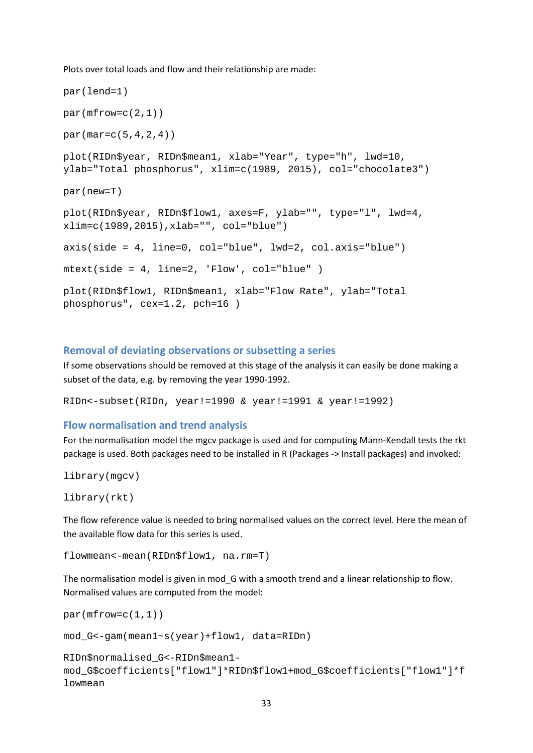Plots over total loads and flow and their relationship are made:

```
par(lend=1)

par(mfrow=c(2,1))

par(mar=c(5,4,2,4))

plot(RIDn$year, RIDn$mean1, xlab="Year", type="h", lwd=10,
ylab="Total phosphorus", xlim=c(1989, 2015), col="chocolate3")

par(new=T)

plot(RIDn$year, RIDn$flow1, axes=F, ylab="", type="l", lwd=4,
xlim=c(1989,2015),xlab="", col="blue")

axis(side = 4, line=0, col="blue", lwd=2, col.axis="blue")

mtext(side = 4, line=2, 'Flow', col="blue" )

plot(RIDn$flow1, RIDn$mean1, xlab="Flow Rate", ylab="Total
phosphorus", cex=1.2, pch=16 )
```

## Removal of deviating observations or subsetting a series

If some observations should be removed at this stage of the analysis it can easily be done making a subset of the data, e.g. by removing the year 1990-1992.

```
RIDn<-subset(RIDn, year!=1990 & year!=1991 & year!=1992)
```

## Flow normalisation and trend analysis

For the normalisation model the mgcv package is used and for computing Mann-Kendall tests the rkt package is used. Both packages need to be installed in R (Packages -> Install packages) and invoked:

```
library(mgcv)

library(rkt)
```

The flow reference value is needed to bring normalised values on the correct level. Here the mean of the available flow data for this series is used.

```
flowmean<-mean(RIDn$flow1, na.rm=T)
```

The normalisation model is given in mod_G with a smooth trend and a linear relationship to flow. Normalised values are computed from the model:

```
par(mfrow=c(1,1))

mod_G<-gam(mean1~s(year)+flow1, data=RIDn)

RIDn$normalised_G<-RIDn$mean1-
mod_G$coefficients["flow1"]*RIDn$flow1+mod_G$coefficients["flow1"]*f
lowmean
```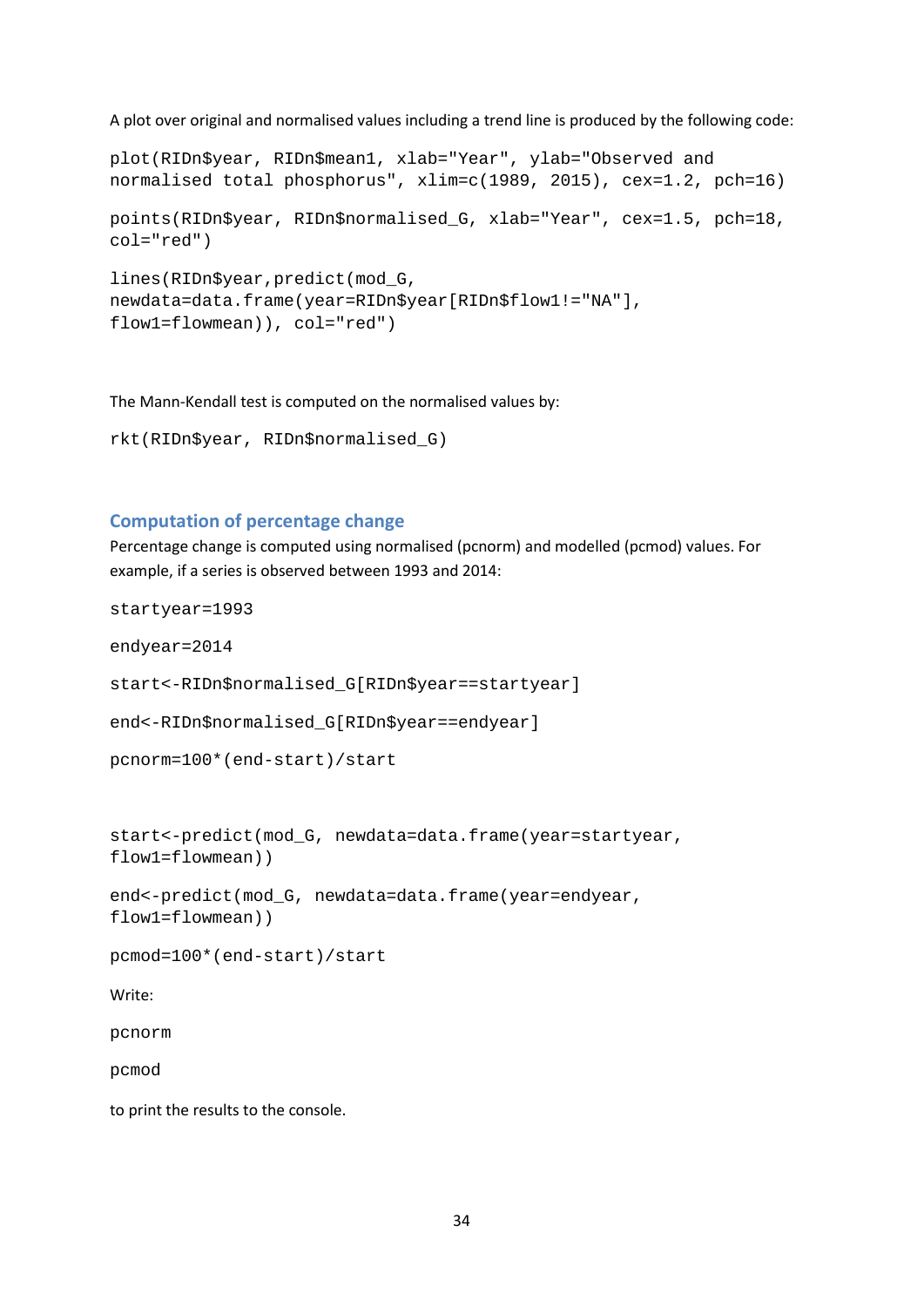A plot over original and normalised values including a trend line is produced by the following code:

```
plot(RIDn$year, RIDn$mean1, xlab="Year", ylab="Observed and
normalised total phosphorus", xlim=c(1989, 2015), cex=1.2, pch=16)
```

```
points(RIDn$year, RIDn$normalised_G, xlab="Year", cex=1.5, pch=18,
col="red")
```

```
lines(RIDn$year,predict(mod_G,
newdata=data.frame(year=RIDn$year[RIDn$flow1!="NA"],
flow1=flowmean)), col="red")
```

The Mann-Kendall test is computed on the normalised values by:

```
rkt(RIDn$year, RIDn$normalised_G)
```

### Computation of percentage change

Percentage change is computed using normalised (pcnorm) and modelled (pcmod) values. For example, if a series is observed between 1993 and 2014:

```
startyear=1993

endyear=2014

start<-RIDn$normalised_G[RIDn$year==startyear]

end<-RIDn$normalised_G[RIDn$year==endyear]

pcnorm=100*(end-start)/start
```

```
start<-predict(mod_G, newdata=data.frame(year=startyear,
flow1=flowmean))

end<-predict(mod_G, newdata=data.frame(year=endyear,
flow1=flowmean))

pcmod=100*(end-start)/start
```

Write:

```
pcnorm

pcmod
```

to print the results to the console.